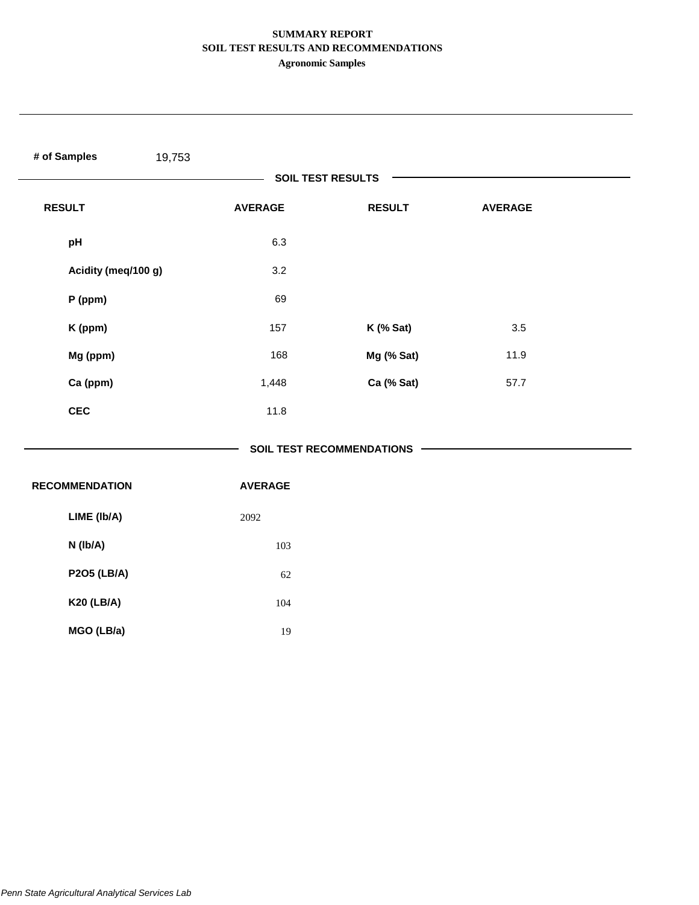# SUMMARY REPORT
## SOIL TEST RESULTS AND RECOMMENDATIONS
### Agronomic Samples

**# of Samples** 19,753

**SOIL TEST RESULTS**

| RESULT | AVERAGE | RESULT | AVERAGE |
|---|---|---|---|
| pH | 6.3 | | |
| Acidity (meq/100 g) | 3.2 | | |
| P (ppm) | 69 | | |
| K (ppm) | 157 | K (% Sat) | 3.5 |
| Mg (ppm) | 168 | Mg (% Sat) | 11.9 |
| Ca (ppm) | 1,448 | Ca (% Sat) | 57.7 |
| CEC | 11.8 | | |

**SOIL TEST RECOMMENDATIONS**

| RECOMMENDATION | AVERAGE |
|---|---|
| LIME (lb/A) | 2092 |
| N (lb/A) | 103 |
| P2O5 (LB/A) | 62 |
| K20 (LB/A) | 104 |
| MGO (LB/a) | 19 |

*Penn State Agricultural Analytical Services Lab*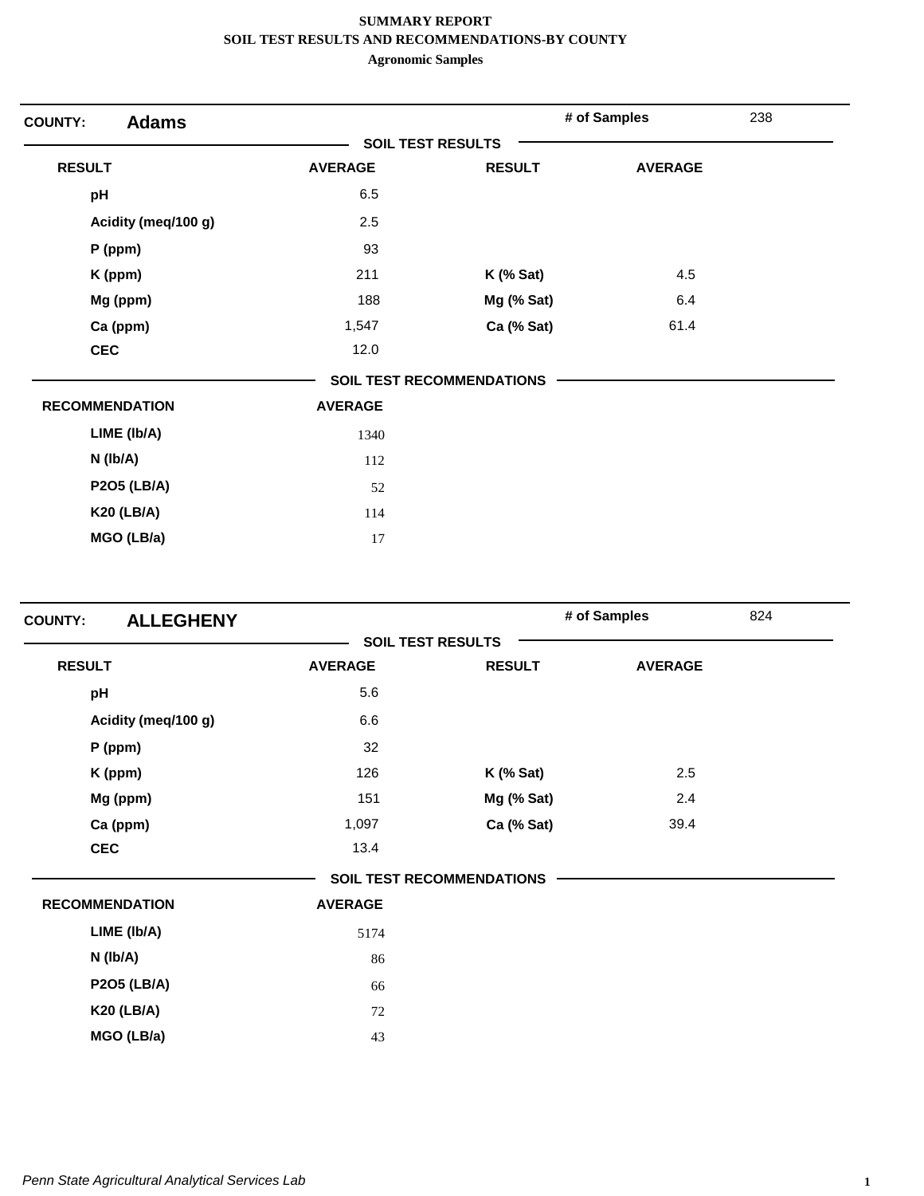**SUMMARY REPORT**
**SOIL TEST RESULTS AND RECOMMENDATIONS-BY COUNTY**
**Agronomic Samples**

## COUNTY: Adams

**# of Samples** 238

### SOIL TEST RESULTS

| RESULT | AVERAGE | RESULT | AVERAGE |
|---|---|---|---|
| pH | 6.5 | | |
| Acidity (meq/100 g) | 2.5 | | |
| P (ppm) | 93 | | |
| K (ppm) | 211 | K (% Sat) | 4.5 |
| Mg (ppm) | 188 | Mg (% Sat) | 6.4 |
| Ca (ppm) | 1,547 | Ca (% Sat) | 61.4 |
| CEC | 12.0 | | |

### SOIL TEST RECOMMENDATIONS

| RECOMMENDATION | AVERAGE |
|---|---|
| LIME (lb/A) | 1340 |
| N (lb/A) | 112 |
| P2O5 (LB/A) | 52 |
| K20 (LB/A) | 114 |
| MGO (LB/a) | 17 |

## COUNTY: ALLEGHENY

**# of Samples** 824

### SOIL TEST RESULTS

| RESULT | AVERAGE | RESULT | AVERAGE |
|---|---|---|---|
| pH | 5.6 | | |
| Acidity (meq/100 g) | 6.6 | | |
| P (ppm) | 32 | | |
| K (ppm) | 126 | K (% Sat) | 2.5 |
| Mg (ppm) | 151 | Mg (% Sat) | 2.4 |
| Ca (ppm) | 1,097 | Ca (% Sat) | 39.4 |
| CEC | 13.4 | | |

### SOIL TEST RECOMMENDATIONS

| RECOMMENDATION | AVERAGE |
|---|---|
| LIME (lb/A) | 5174 |
| N (lb/A) | 86 |
| P2O5 (LB/A) | 66 |
| K20 (LB/A) | 72 |
| MGO (LB/a) | 43 |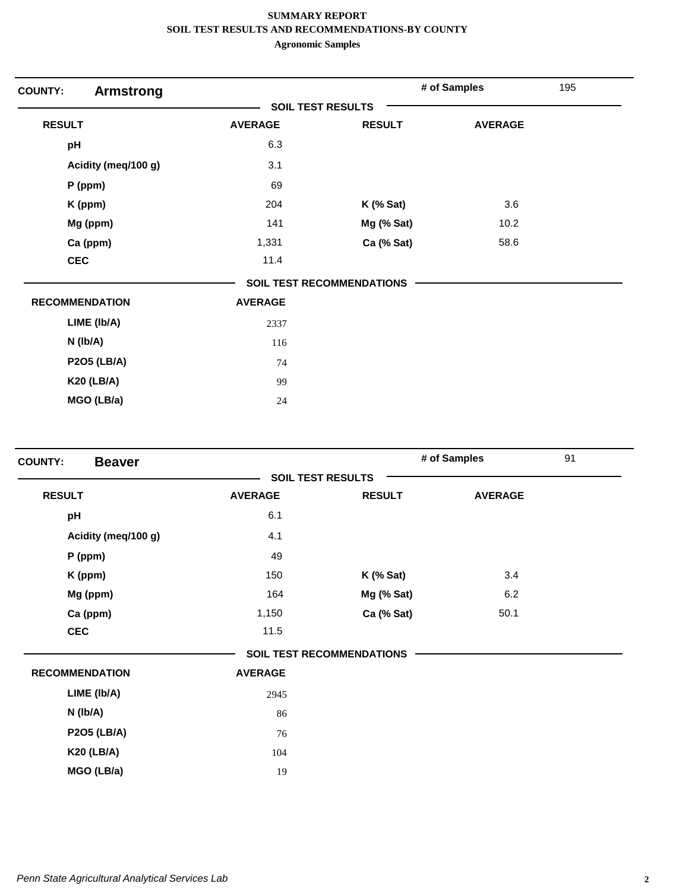**SUMMARY REPORT**
**SOIL TEST RESULTS AND RECOMMENDATIONS-BY COUNTY**
**Agronomic Samples**

## COUNTY: Armstrong

**# of Samples** 195

### SOIL TEST RESULTS

| RESULT | AVERAGE | RESULT | AVERAGE |
|---|---|---|---|
| pH | 6.3 | | |
| Acidity (meq/100 g) | 3.1 | | |
| P (ppm) | 69 | | |
| K (ppm) | 204 | K (% Sat) | 3.6 |
| Mg (ppm) | 141 | Mg (% Sat) | 10.2 |
| Ca (ppm) | 1,331 | Ca (% Sat) | 58.6 |
| CEC | 11.4 | | |

### SOIL TEST RECOMMENDATIONS

| RECOMMENDATION | AVERAGE |
|---|---|
| LIME (lb/A) | 2337 |
| N (lb/A) | 116 |
| P2O5 (LB/A) | 74 |
| K20 (LB/A) | 99 |
| MGO (LB/a) | 24 |

## COUNTY: Beaver

**# of Samples** 91

### SOIL TEST RESULTS

| RESULT | AVERAGE | RESULT | AVERAGE |
|---|---|---|---|
| pH | 6.1 | | |
| Acidity (meq/100 g) | 4.1 | | |
| P (ppm) | 49 | | |
| K (ppm) | 150 | K (% Sat) | 3.4 |
| Mg (ppm) | 164 | Mg (% Sat) | 6.2 |
| Ca (ppm) | 1,150 | Ca (% Sat) | 50.1 |
| CEC | 11.5 | | |

### SOIL TEST RECOMMENDATIONS

| RECOMMENDATION | AVERAGE |
|---|---|
| LIME (lb/A) | 2945 |
| N (lb/A) | 86 |
| P2O5 (LB/A) | 76 |
| K20 (LB/A) | 104 |
| MGO (LB/a) | 19 |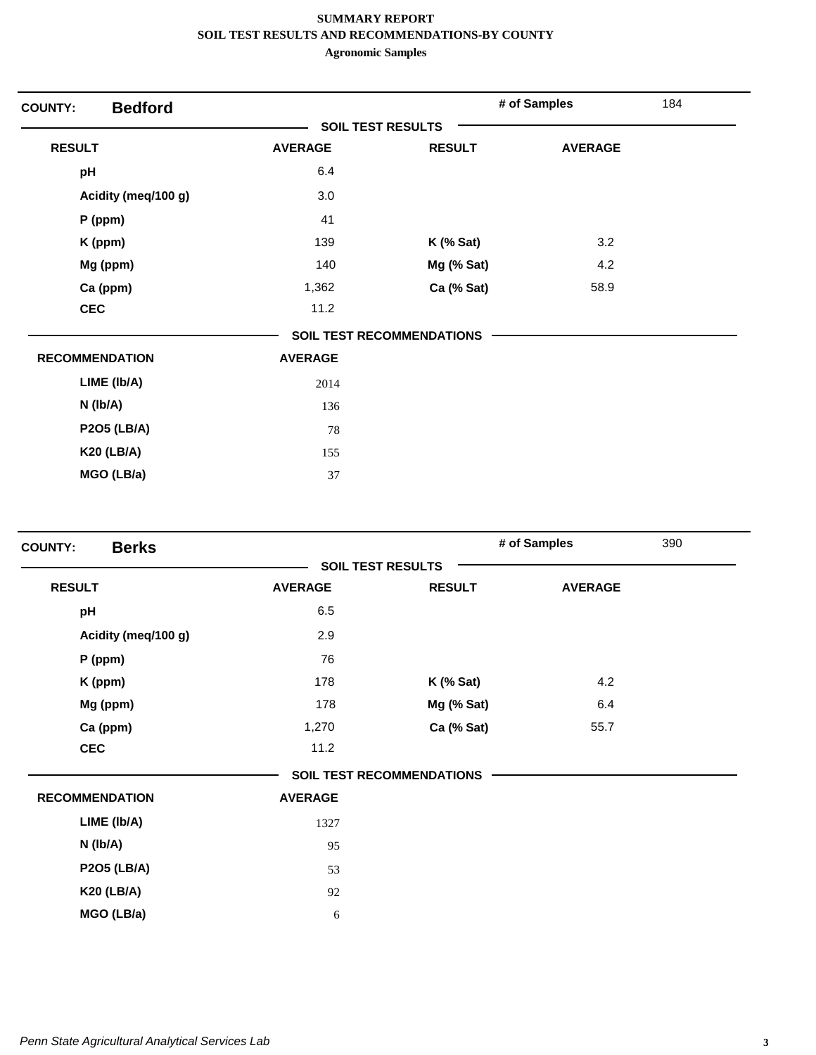**SUMMARY REPORT**
**SOIL TEST RESULTS AND RECOMMENDATIONS-BY COUNTY**
**Agronomic Samples**

## COUNTY: Bedford

**# of Samples:** 184

### SOIL TEST RESULTS

| RESULT | AVERAGE | RESULT | AVERAGE |
|---|---|---|---|
| pH | 6.4 | | |
| Acidity (meq/100 g) | 3.0 | | |
| P (ppm) | 41 | | |
| K (ppm) | 139 | K (% Sat) | 3.2 |
| Mg (ppm) | 140 | Mg (% Sat) | 4.2 |
| Ca (ppm) | 1,362 | Ca (% Sat) | 58.9 |
| CEC | 11.2 | | |

### SOIL TEST RECOMMENDATIONS

| RECOMMENDATION | AVERAGE |
|---|---|
| LIME (lb/A) | 2014 |
| N (lb/A) | 136 |
| P2O5 (LB/A) | 78 |
| K20 (LB/A) | 155 |
| MGO (LB/a) | 37 |

## COUNTY: Berks

**# of Samples:** 390

### SOIL TEST RESULTS

| RESULT | AVERAGE | RESULT | AVERAGE |
|---|---|---|---|
| pH | 6.5 | | |
| Acidity (meq/100 g) | 2.9 | | |
| P (ppm) | 76 | | |
| K (ppm) | 178 | K (% Sat) | 4.2 |
| Mg (ppm) | 178 | Mg (% Sat) | 6.4 |
| Ca (ppm) | 1,270 | Ca (% Sat) | 55.7 |
| CEC | 11.2 | | |

### SOIL TEST RECOMMENDATIONS

| RECOMMENDATION | AVERAGE |
|---|---|
| LIME (lb/A) | 1327 |
| N (lb/A) | 95 |
| P2O5 (LB/A) | 53 |
| K20 (LB/A) | 92 |
| MGO (LB/a) | 6 |

*Penn State Agricultural Analytical Services Lab*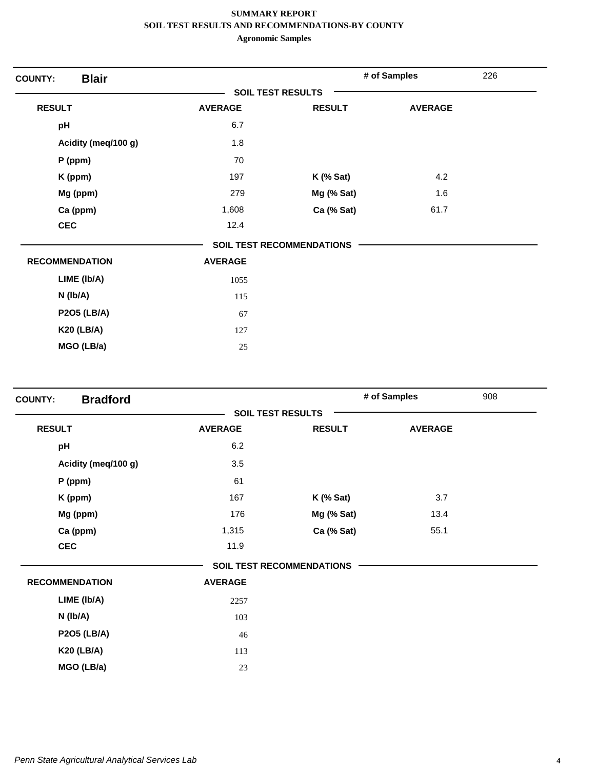# SUMMARY REPORT
## SOIL TEST RESULTS AND RECOMMENDATIONS-BY COUNTY
### Agronomic Samples

**COUNTY:** **Blair** | **# of Samples** 226

**SOIL TEST RESULTS**

| RESULT | AVERAGE | RESULT | AVERAGE |
|---|---|---|---|
| pH | 6.7 | | |
| Acidity (meq/100 g) | 1.8 | | |
| P (ppm) | 70 | | |
| K (ppm) | 197 | K (% Sat) | 4.2 |
| Mg (ppm) | 279 | Mg (% Sat) | 1.6 |
| Ca (ppm) | 1,608 | Ca (% Sat) | 61.7 |
| CEC | 12.4 | | |

**SOIL TEST RECOMMENDATIONS**

| RECOMMENDATION | AVERAGE |
|---|---|
| LIME (lb/A) | 1055 |
| N (lb/A) | 115 |
| P2O5 (LB/A) | 67 |
| K20 (LB/A) | 127 |
| MGO (LB/a) | 25 |

**COUNTY:** **Bradford** | **# of Samples** 908

**SOIL TEST RESULTS**

| RESULT | AVERAGE | RESULT | AVERAGE |
|---|---|---|---|
| pH | 6.2 | | |
| Acidity (meq/100 g) | 3.5 | | |
| P (ppm) | 61 | | |
| K (ppm) | 167 | K (% Sat) | 3.7 |
| Mg (ppm) | 176 | Mg (% Sat) | 13.4 |
| Ca (ppm) | 1,315 | Ca (% Sat) | 55.1 |
| CEC | 11.9 | | |

**SOIL TEST RECOMMENDATIONS**

| RECOMMENDATION | AVERAGE |
|---|---|
| LIME (lb/A) | 2257 |
| N (lb/A) | 103 |
| P2O5 (LB/A) | 46 |
| K20 (LB/A) | 113 |
| MGO (LB/a) | 23 |

*Penn State Agricultural Analytical Services Lab*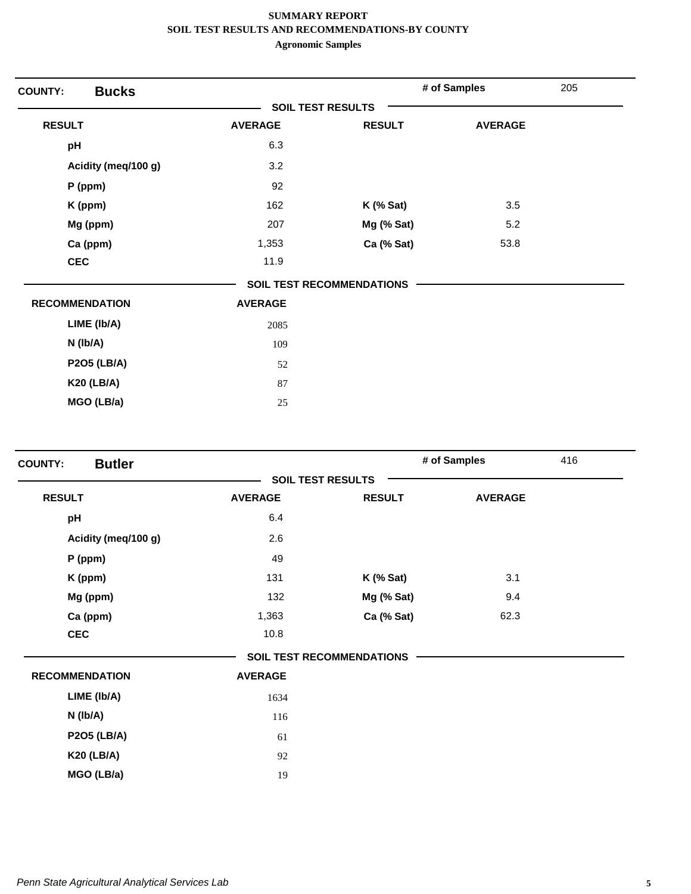**SUMMARY REPORT**
**SOIL TEST RESULTS AND RECOMMENDATIONS-BY COUNTY**
**Agronomic Samples**

**COUNTY:** **Bucks** | **# of Samples** 205

**SOIL TEST RESULTS**

| RESULT | AVERAGE | RESULT | AVERAGE |
|---|---|---|---|
| pH | 6.3 | | |
| Acidity (meq/100 g) | 3.2 | | |
| P (ppm) | 92 | | |
| K (ppm) | 162 | K (% Sat) | 3.5 |
| Mg (ppm) | 207 | Mg (% Sat) | 5.2 |
| Ca (ppm) | 1,353 | Ca (% Sat) | 53.8 |
| CEC | 11.9 | | |

**SOIL TEST RECOMMENDATIONS**

| RECOMMENDATION | AVERAGE |
|---|---|
| LIME (lb/A) | 2085 |
| N (lb/A) | 109 |
| P2O5 (LB/A) | 52 |
| K20 (LB/A) | 87 |
| MGO (LB/a) | 25 |

**COUNTY:** **Butler** | **# of Samples** 416

**SOIL TEST RESULTS**

| RESULT | AVERAGE | RESULT | AVERAGE |
|---|---|---|---|
| pH | 6.4 | | |
| Acidity (meq/100 g) | 2.6 | | |
| P (ppm) | 49 | | |
| K (ppm) | 131 | K (% Sat) | 3.1 |
| Mg (ppm) | 132 | Mg (% Sat) | 9.4 |
| Ca (ppm) | 1,363 | Ca (% Sat) | 62.3 |
| CEC | 10.8 | | |

**SOIL TEST RECOMMENDATIONS**

| RECOMMENDATION | AVERAGE |
|---|---|
| LIME (lb/A) | 1634 |
| N (lb/A) | 116 |
| P2O5 (LB/A) | 61 |
| K20 (LB/A) | 92 |
| MGO (LB/a) | 19 |

*Penn State Agricultural Analytical Services Lab*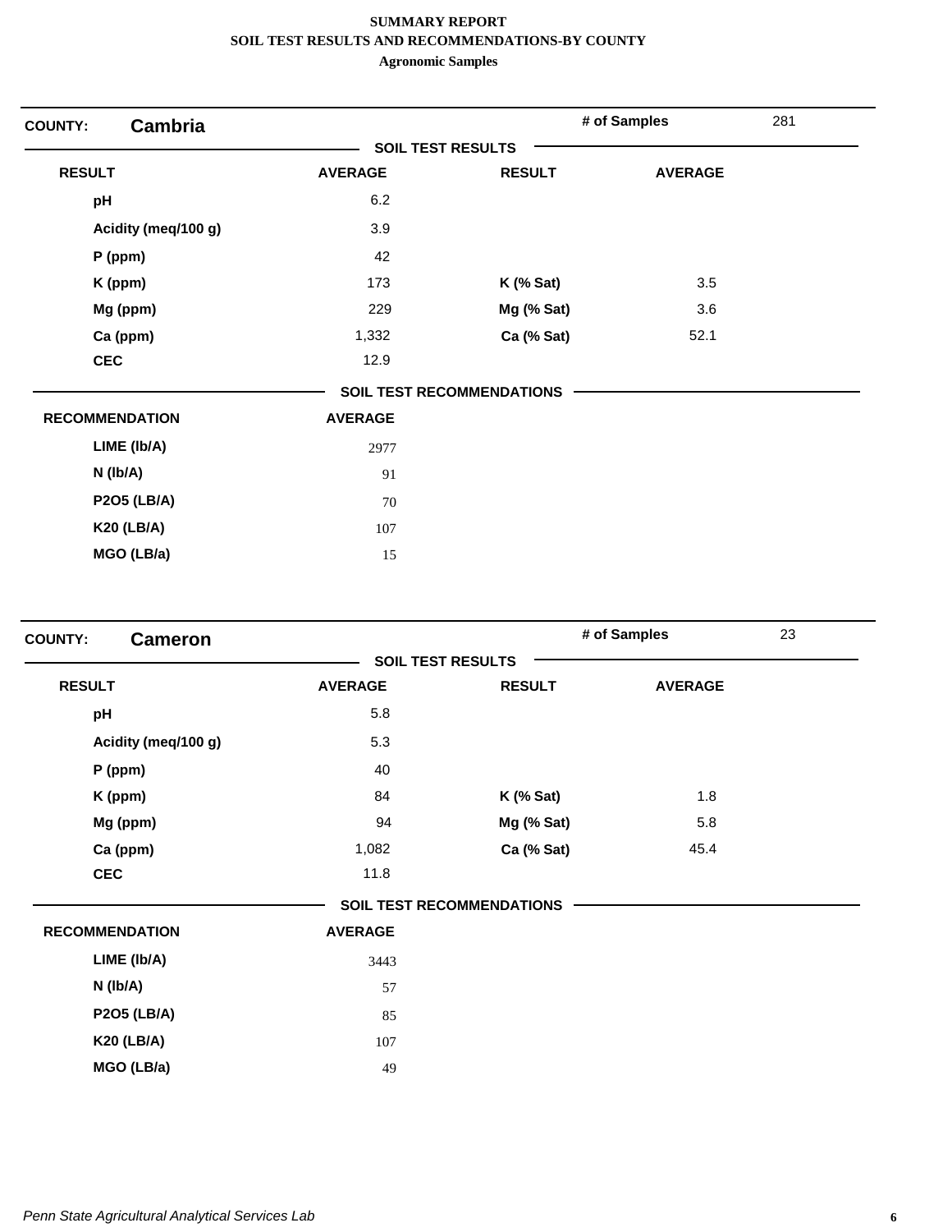**SUMMARY REPORT**
**SOIL TEST RESULTS AND RECOMMENDATIONS-BY COUNTY**
**Agronomic Samples**

## COUNTY: Cambria

**# of Samples** 281

**SOIL TEST RESULTS**

| RESULT | AVERAGE | RESULT | AVERAGE |
|---|---|---|---|
| pH | 6.2 | | |
| Acidity (meq/100 g) | 3.9 | | |
| P (ppm) | 42 | | |
| K (ppm) | 173 | K (% Sat) | 3.5 |
| Mg (ppm) | 229 | Mg (% Sat) | 3.6 |
| Ca (ppm) | 1,332 | Ca (% Sat) | 52.1 |
| CEC | 12.9 | | |

**SOIL TEST RECOMMENDATIONS**

| RECOMMENDATION | AVERAGE |
|---|---|
| LIME (lb/A) | 2977 |
| N (lb/A) | 91 |
| P2O5 (LB/A) | 70 |
| K20 (LB/A) | 107 |
| MGO (LB/a) | 15 |

## COUNTY: Cameron

**# of Samples** 23

**SOIL TEST RESULTS**

| RESULT | AVERAGE | RESULT | AVERAGE |
|---|---|---|---|
| pH | 5.8 | | |
| Acidity (meq/100 g) | 5.3 | | |
| P (ppm) | 40 | | |
| K (ppm) | 84 | K (% Sat) | 1.8 |
| Mg (ppm) | 94 | Mg (% Sat) | 5.8 |
| Ca (ppm) | 1,082 | Ca (% Sat) | 45.4 |
| CEC | 11.8 | | |

**SOIL TEST RECOMMENDATIONS**

| RECOMMENDATION | AVERAGE |
|---|---|
| LIME (lb/A) | 3443 |
| N (lb/A) | 57 |
| P2O5 (LB/A) | 85 |
| K20 (LB/A) | 107 |
| MGO (LB/a) | 49 |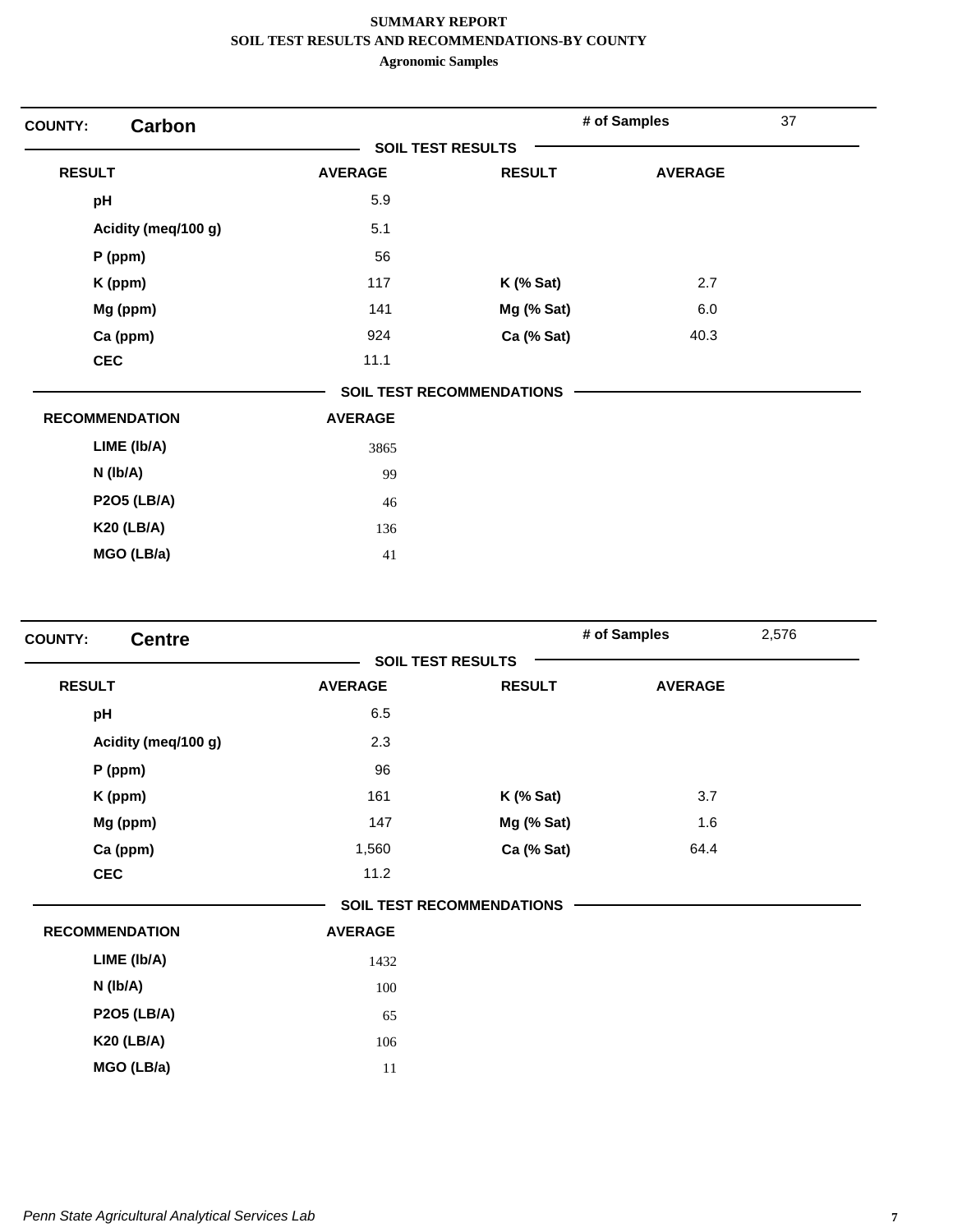**SUMMARY REPORT**
**SOIL TEST RESULTS AND RECOMMENDATIONS-BY COUNTY**
**Agronomic Samples**

## COUNTY: Carbon

**# of Samples** 37

### SOIL TEST RESULTS

| RESULT | AVERAGE | RESULT | AVERAGE |
|---|---|---|---|
| pH | 5.9 | | |
| Acidity (meq/100 g) | 5.1 | | |
| P (ppm) | 56 | | |
| K (ppm) | 117 | K (% Sat) | 2.7 |
| Mg (ppm) | 141 | Mg (% Sat) | 6.0 |
| Ca (ppm) | 924 | Ca (% Sat) | 40.3 |
| CEC | 11.1 | | |

### SOIL TEST RECOMMENDATIONS

| RECOMMENDATION | AVERAGE |
|---|---|
| LIME (lb/A) | 3865 |
| N (lb/A) | 99 |
| P2O5 (LB/A) | 46 |
| K20 (LB/A) | 136 |
| MGO (LB/a) | 41 |

## COUNTY: Centre

**# of Samples** 2,576

### SOIL TEST RESULTS

| RESULT | AVERAGE | RESULT | AVERAGE |
|---|---|---|---|
| pH | 6.5 | | |
| Acidity (meq/100 g) | 2.3 | | |
| P (ppm) | 96 | | |
| K (ppm) | 161 | K (% Sat) | 3.7 |
| Mg (ppm) | 147 | Mg (% Sat) | 1.6 |
| Ca (ppm) | 1,560 | Ca (% Sat) | 64.4 |
| CEC | 11.2 | | |

### SOIL TEST RECOMMENDATIONS

| RECOMMENDATION | AVERAGE |
|---|---|
| LIME (lb/A) | 1432 |
| N (lb/A) | 100 |
| P2O5 (LB/A) | 65 |
| K20 (LB/A) | 106 |
| MGO (LB/a) | 11 |

*Penn State Agricultural Analytical Services Lab*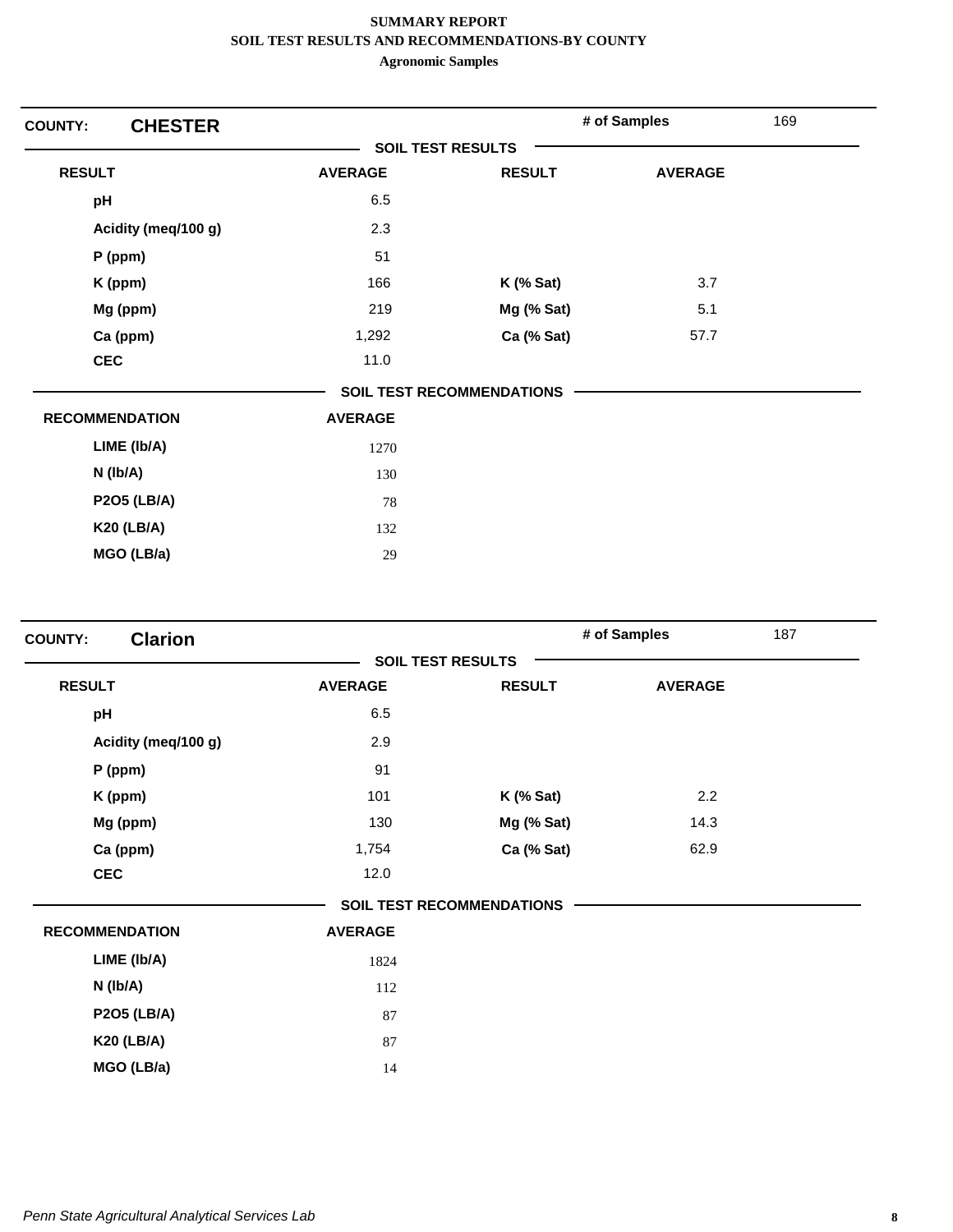**SUMMARY REPORT**
**SOIL TEST RESULTS AND RECOMMENDATIONS-BY COUNTY**
**Agronomic Samples**

## COUNTY: CHESTER

**# of Samples** 169

### SOIL TEST RESULTS

| RESULT | AVERAGE | RESULT | AVERAGE |
|---|---|---|---|
| pH | 6.5 | | |
| Acidity (meq/100 g) | 2.3 | | |
| P (ppm) | 51 | | |
| K (ppm) | 166 | K (% Sat) | 3.7 |
| Mg (ppm) | 219 | Mg (% Sat) | 5.1 |
| Ca (ppm) | 1,292 | Ca (% Sat) | 57.7 |
| CEC | 11.0 | | |

### SOIL TEST RECOMMENDATIONS

| RECOMMENDATION | AVERAGE |
|---|---|
| LIME (lb/A) | 1270 |
| N (lb/A) | 130 |
| P2O5 (LB/A) | 78 |
| K20 (LB/A) | 132 |
| MGO (LB/a) | 29 |

## COUNTY: Clarion

**# of Samples** 187

### SOIL TEST RESULTS

| RESULT | AVERAGE | RESULT | AVERAGE |
|---|---|---|---|
| pH | 6.5 | | |
| Acidity (meq/100 g) | 2.9 | | |
| P (ppm) | 91 | | |
| K (ppm) | 101 | K (% Sat) | 2.2 |
| Mg (ppm) | 130 | Mg (% Sat) | 14.3 |
| Ca (ppm) | 1,754 | Ca (% Sat) | 62.9 |
| CEC | 12.0 | | |

### SOIL TEST RECOMMENDATIONS

| RECOMMENDATION | AVERAGE |
|---|---|
| LIME (lb/A) | 1824 |
| N (lb/A) | 112 |
| P2O5 (LB/A) | 87 |
| K20 (LB/A) | 87 |
| MGO (LB/a) | 14 |

*Penn State Agricultural Analytical Services Lab*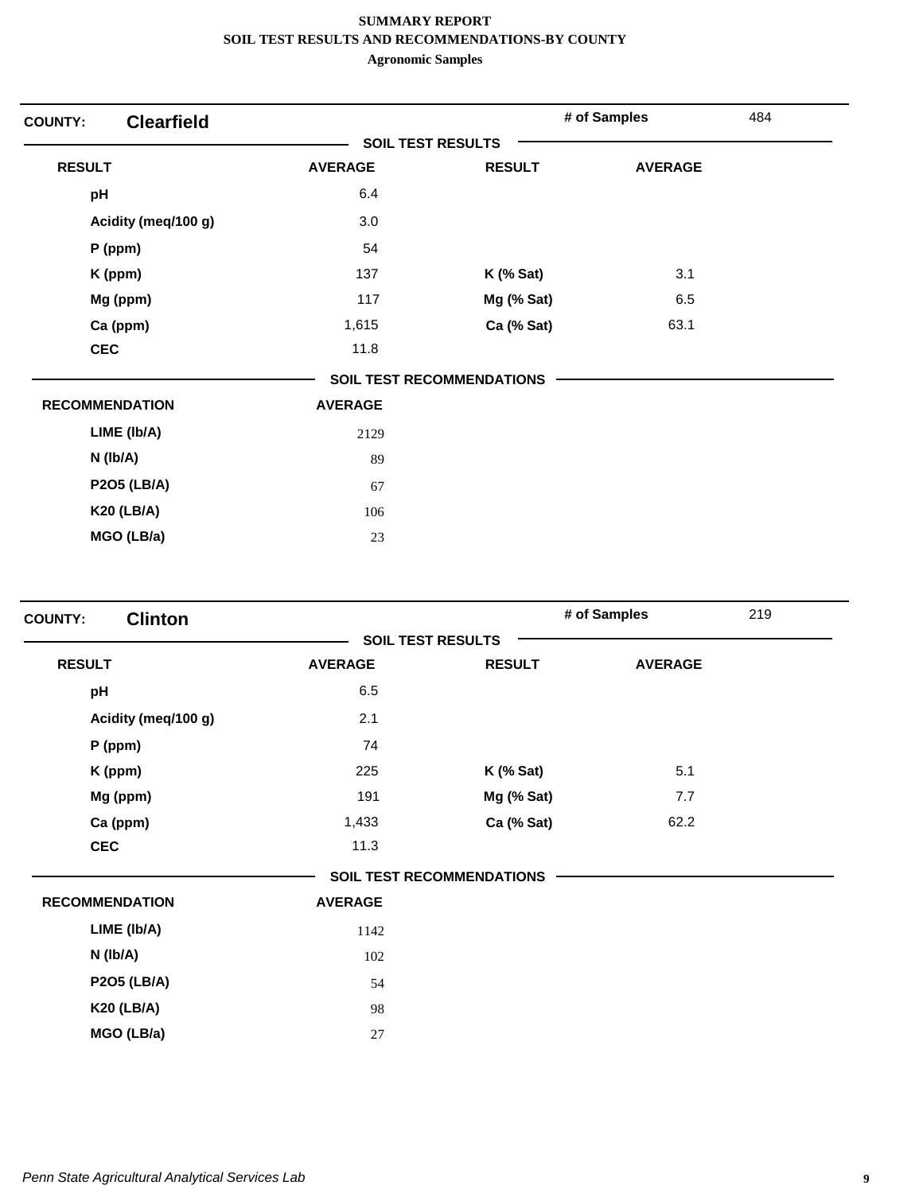**SUMMARY REPORT**
**SOIL TEST RESULTS AND RECOMMENDATIONS-BY COUNTY**
**Agronomic Samples**

## COUNTY: Clearfield

**# of Samples** 484

### SOIL TEST RESULTS

| RESULT | AVERAGE | RESULT | AVERAGE |
|---|---|---|---|
| pH | 6.4 | | |
| Acidity (meq/100 g) | 3.0 | | |
| P (ppm) | 54 | | |
| K (ppm) | 137 | K (% Sat) | 3.1 |
| Mg (ppm) | 117 | Mg (% Sat) | 6.5 |
| Ca (ppm) | 1,615 | Ca (% Sat) | 63.1 |
| CEC | 11.8 | | |

### SOIL TEST RECOMMENDATIONS

| RECOMMENDATION | AVERAGE |
|---|---|
| LIME (lb/A) | 2129 |
| N (lb/A) | 89 |
| P2O5 (LB/A) | 67 |
| K20 (LB/A) | 106 |
| MGO (LB/a) | 23 |

## COUNTY: Clinton

**# of Samples** 219

### SOIL TEST RESULTS

| RESULT | AVERAGE | RESULT | AVERAGE |
|---|---|---|---|
| pH | 6.5 | | |
| Acidity (meq/100 g) | 2.1 | | |
| P (ppm) | 74 | | |
| K (ppm) | 225 | K (% Sat) | 5.1 |
| Mg (ppm) | 191 | Mg (% Sat) | 7.7 |
| Ca (ppm) | 1,433 | Ca (% Sat) | 62.2 |
| CEC | 11.3 | | |

### SOIL TEST RECOMMENDATIONS

| RECOMMENDATION | AVERAGE |
|---|---|
| LIME (lb/A) | 1142 |
| N (lb/A) | 102 |
| P2O5 (LB/A) | 54 |
| K20 (LB/A) | 98 |
| MGO (LB/a) | 27 |

*Penn State Agricultural Analytical Services Lab*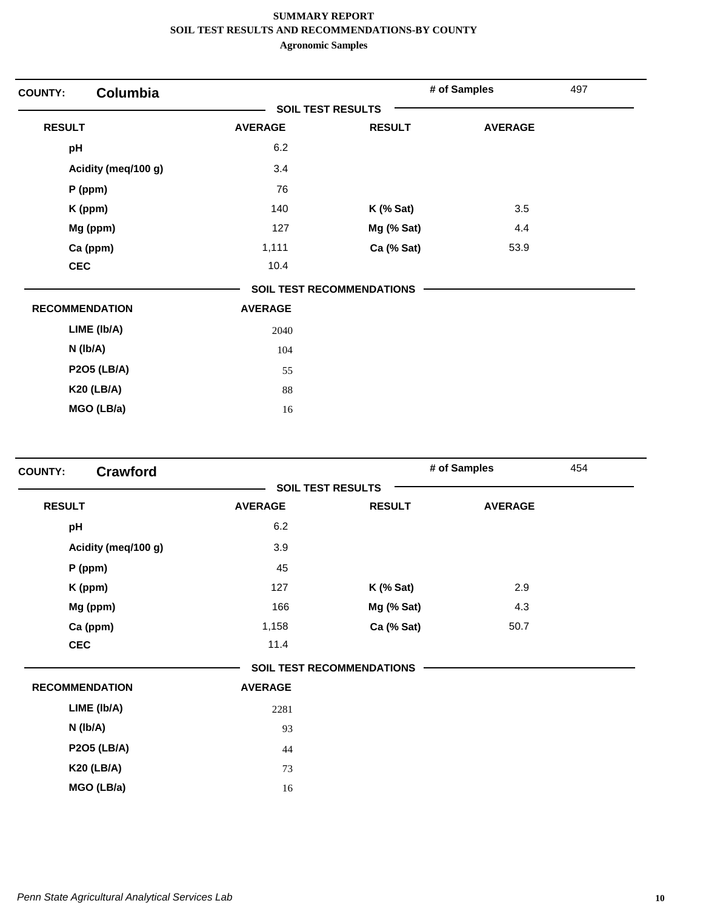**SUMMARY REPORT**
**SOIL TEST RESULTS AND RECOMMENDATIONS-BY COUNTY**
**Agronomic Samples**

**COUNTY: Columbia** | **# of Samples** 497

**SOIL TEST RESULTS**

| RESULT | AVERAGE | RESULT | AVERAGE |
|---|---|---|---|
| pH | 6.2 | | |
| Acidity (meq/100 g) | 3.4 | | |
| P (ppm) | 76 | | |
| K (ppm) | 140 | K (% Sat) | 3.5 |
| Mg (ppm) | 127 | Mg (% Sat) | 4.4 |
| Ca (ppm) | 1,111 | Ca (% Sat) | 53.9 |
| CEC | 10.4 | | |

**SOIL TEST RECOMMENDATIONS**

| RECOMMENDATION | AVERAGE |
|---|---|
| LIME (lb/A) | 2040 |
| N (lb/A) | 104 |
| P2O5 (LB/A) | 55 |
| K20 (LB/A) | 88 |
| MGO (LB/a) | 16 |

**COUNTY: Crawford** | **# of Samples** 454

**SOIL TEST RESULTS**

| RESULT | AVERAGE | RESULT | AVERAGE |
|---|---|---|---|
| pH | 6.2 | | |
| Acidity (meq/100 g) | 3.9 | | |
| P (ppm) | 45 | | |
| K (ppm) | 127 | K (% Sat) | 2.9 |
| Mg (ppm) | 166 | Mg (% Sat) | 4.3 |
| Ca (ppm) | 1,158 | Ca (% Sat) | 50.7 |
| CEC | 11.4 | | |

**SOIL TEST RECOMMENDATIONS**

| RECOMMENDATION | AVERAGE |
|---|---|
| LIME (lb/A) | 2281 |
| N (lb/A) | 93 |
| P2O5 (LB/A) | 44 |
| K20 (LB/A) | 73 |
| MGO (LB/a) | 16 |

*Penn State Agricultural Analytical Services Lab*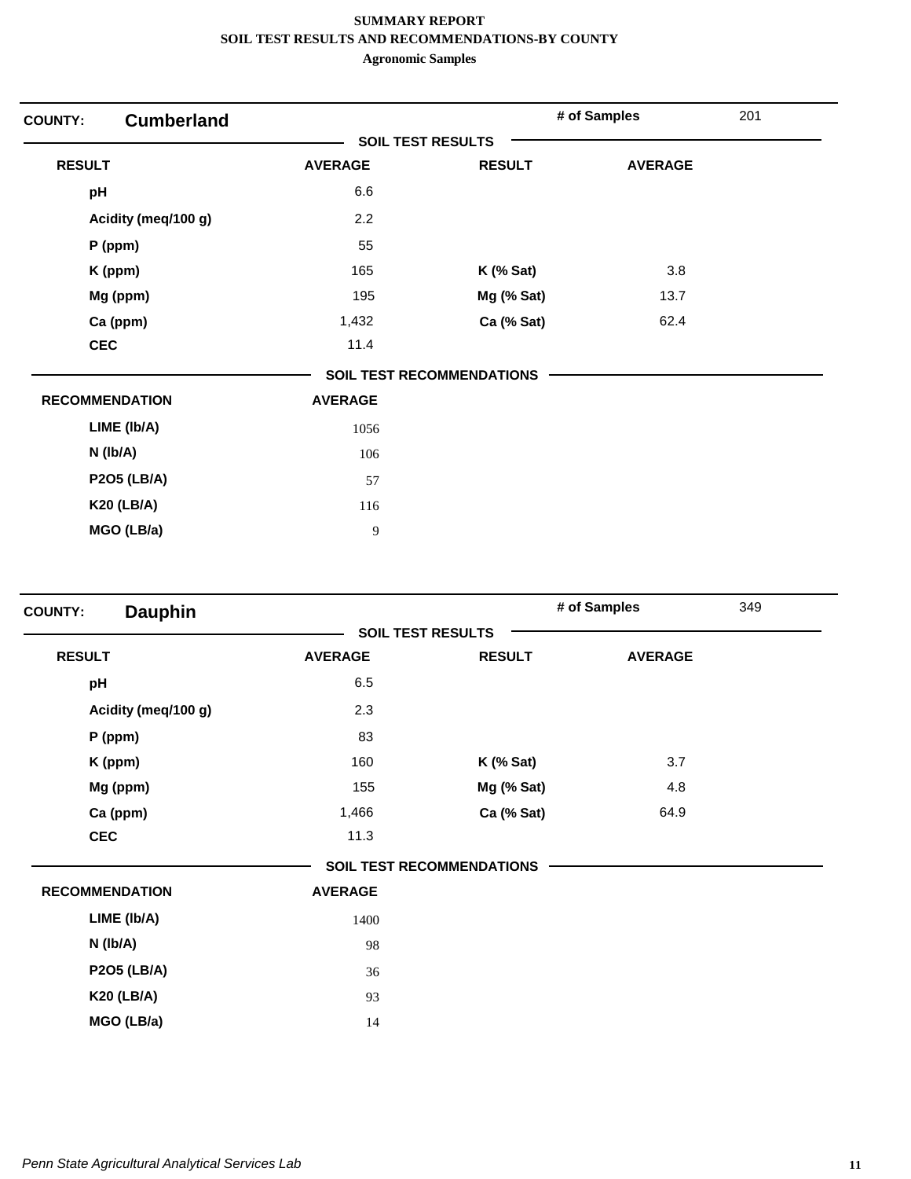**SUMMARY REPORT**
**SOIL TEST RESULTS AND RECOMMENDATIONS-BY COUNTY**
**Agronomic Samples**

## COUNTY: Cumberland

**# of Samples** 201

### SOIL TEST RESULTS

| RESULT | AVERAGE | RESULT | AVERAGE |
|---|---|---|---|
| pH | 6.6 | | |
| Acidity (meq/100 g) | 2.2 | | |
| P (ppm) | 55 | | |
| K (ppm) | 165 | K (% Sat) | 3.8 |
| Mg (ppm) | 195 | Mg (% Sat) | 13.7 |
| Ca (ppm) | 1,432 | Ca (% Sat) | 62.4 |
| CEC | 11.4 | | |

### SOIL TEST RECOMMENDATIONS

| RECOMMENDATION | AVERAGE |
|---|---|
| LIME (lb/A) | 1056 |
| N (lb/A) | 106 |
| P2O5 (LB/A) | 57 |
| K20 (LB/A) | 116 |
| MGO (LB/a) | 9 |

## COUNTY: Dauphin

**# of Samples** 349

### SOIL TEST RESULTS

| RESULT | AVERAGE | RESULT | AVERAGE |
|---|---|---|---|
| pH | 6.5 | | |
| Acidity (meq/100 g) | 2.3 | | |
| P (ppm) | 83 | | |
| K (ppm) | 160 | K (% Sat) | 3.7 |
| Mg (ppm) | 155 | Mg (% Sat) | 4.8 |
| Ca (ppm) | 1,466 | Ca (% Sat) | 64.9 |
| CEC | 11.3 | | |

### SOIL TEST RECOMMENDATIONS

| RECOMMENDATION | AVERAGE |
|---|---|
| LIME (lb/A) | 1400 |
| N (lb/A) | 98 |
| P2O5 (LB/A) | 36 |
| K20 (LB/A) | 93 |
| MGO (LB/a) | 14 |

*Penn State Agricultural Analytical Services Lab*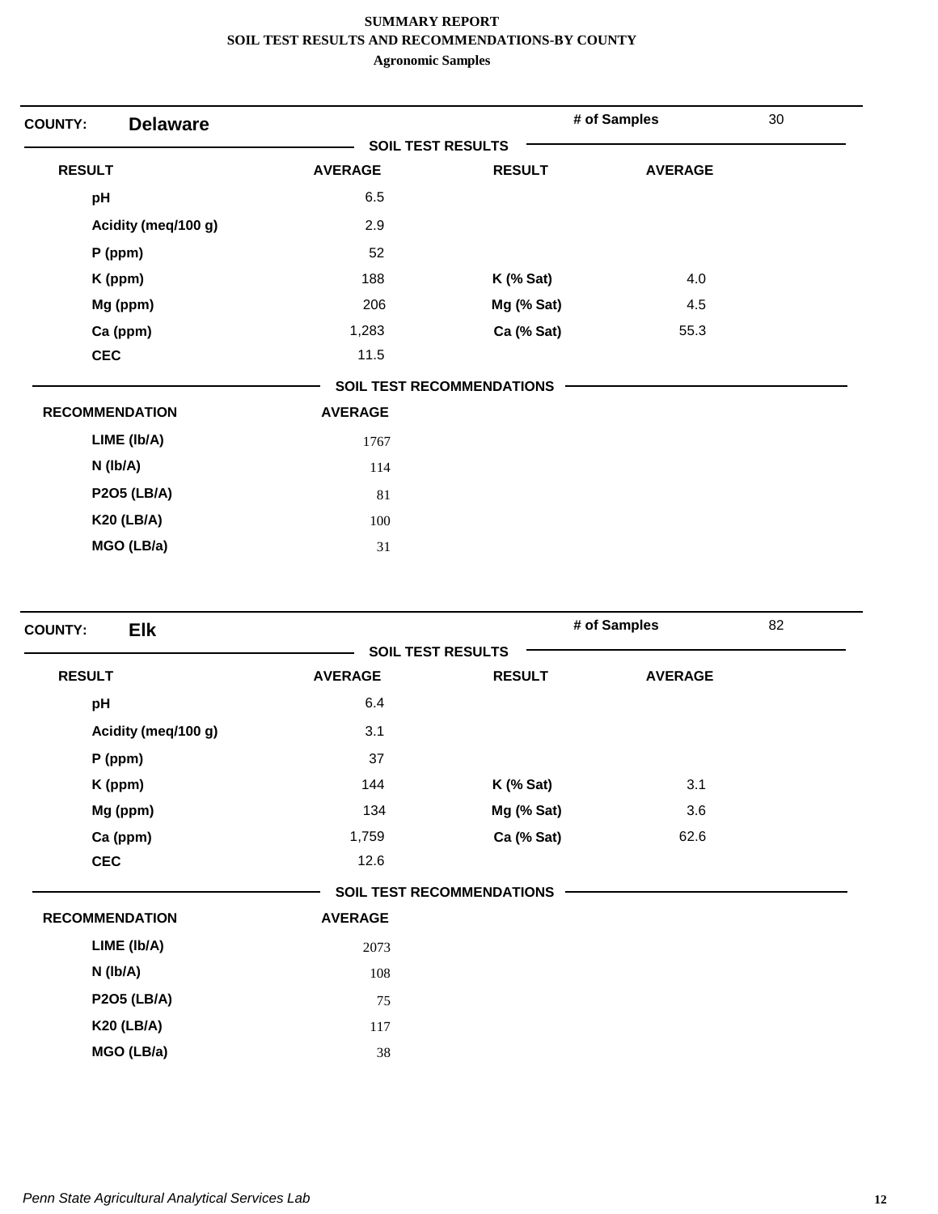**SUMMARY REPORT**
**SOIL TEST RESULTS AND RECOMMENDATIONS-BY COUNTY**
**Agronomic Samples**

**COUNTY: Delaware** — **# of Samples** 30

**SOIL TEST RESULTS**

| RESULT | AVERAGE | RESULT | AVERAGE |
|---|---|---|---|
| pH | 6.5 | | |
| Acidity (meq/100 g) | 2.9 | | |
| P (ppm) | 52 | | |
| K (ppm) | 188 | K (% Sat) | 4.0 |
| Mg (ppm) | 206 | Mg (% Sat) | 4.5 |
| Ca (ppm) | 1,283 | Ca (% Sat) | 55.3 |
| CEC | 11.5 | | |

**SOIL TEST RECOMMENDATIONS**

| RECOMMENDATION | AVERAGE |
|---|---|
| LIME (lb/A) | 1767 |
| N (lb/A) | 114 |
| P2O5 (LB/A) | 81 |
| K20 (LB/A) | 100 |
| MGO (LB/a) | 31 |

**COUNTY: Elk** — **# of Samples** 82

**SOIL TEST RESULTS**

| RESULT | AVERAGE | RESULT | AVERAGE |
|---|---|---|---|
| pH | 6.4 | | |
| Acidity (meq/100 g) | 3.1 | | |
| P (ppm) | 37 | | |
| K (ppm) | 144 | K (% Sat) | 3.1 |
| Mg (ppm) | 134 | Mg (% Sat) | 3.6 |
| Ca (ppm) | 1,759 | Ca (% Sat) | 62.6 |
| CEC | 12.6 | | |

**SOIL TEST RECOMMENDATIONS**

| RECOMMENDATION | AVERAGE |
|---|---|
| LIME (lb/A) | 2073 |
| N (lb/A) | 108 |
| P2O5 (LB/A) | 75 |
| K20 (LB/A) | 117 |
| MGO (LB/a) | 38 |

*Penn State Agricultural Analytical Services Lab*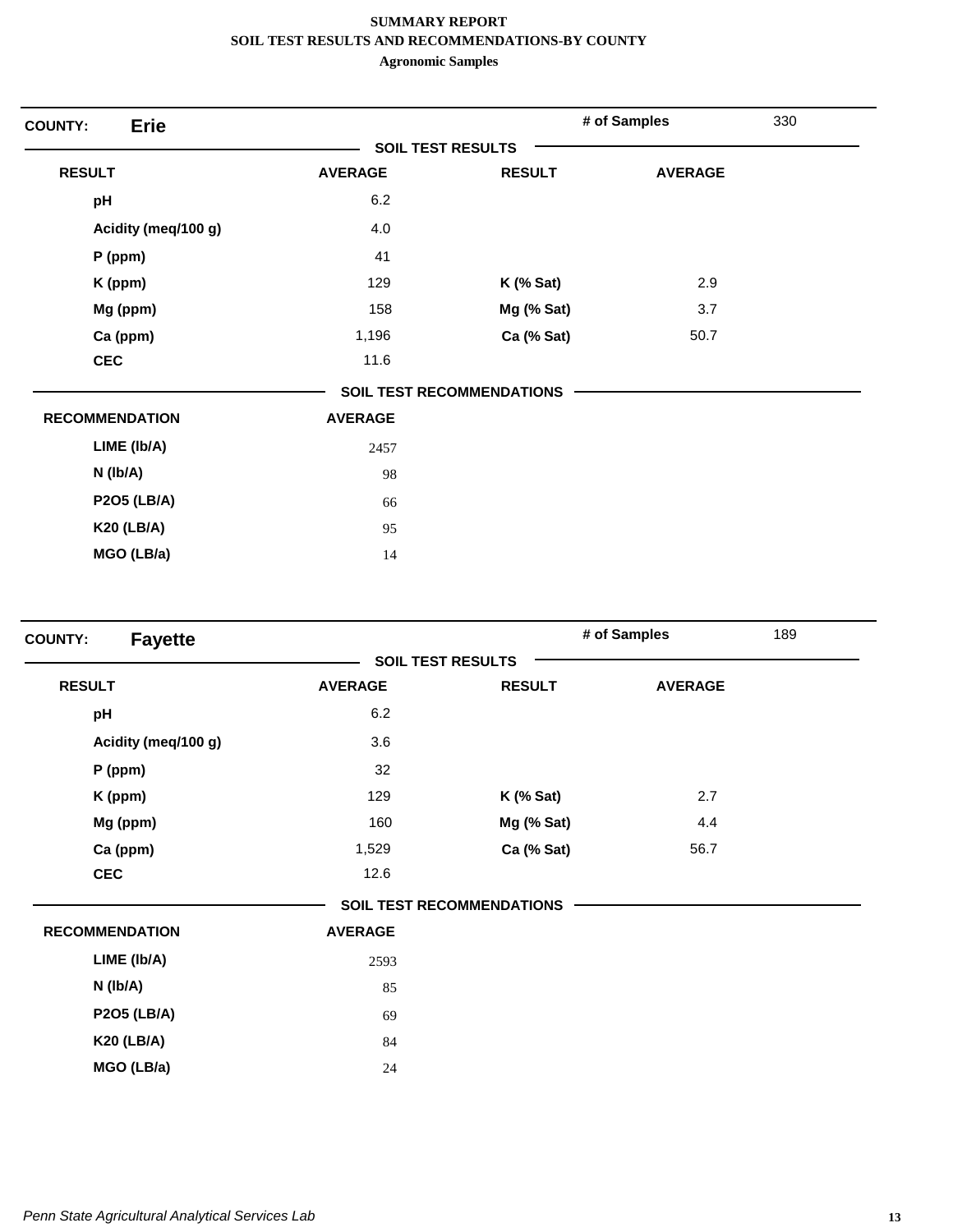# SUMMARY REPORT
## SOIL TEST RESULTS AND RECOMMENDATIONS-BY COUNTY
### Agronomic Samples

**COUNTY: Erie** — **# of Samples** 330

**SOIL TEST RESULTS**

| RESULT | AVERAGE | RESULT | AVERAGE |
|---|---|---|---|
| pH | 6.2 | | |
| Acidity (meq/100 g) | 4.0 | | |
| P (ppm) | 41 | | |
| K (ppm) | 129 | K (% Sat) | 2.9 |
| Mg (ppm) | 158 | Mg (% Sat) | 3.7 |
| Ca (ppm) | 1,196 | Ca (% Sat) | 50.7 |
| CEC | 11.6 | | |

**SOIL TEST RECOMMENDATIONS**

| RECOMMENDATION | AVERAGE |
|---|---|
| LIME (lb/A) | 2457 |
| N (lb/A) | 98 |
| P2O5 (LB/A) | 66 |
| K20 (LB/A) | 95 |
| MGO (LB/a) | 14 |

**COUNTY: Fayette** — **# of Samples** 189

**SOIL TEST RESULTS**

| RESULT | AVERAGE | RESULT | AVERAGE |
|---|---|---|---|
| pH | 6.2 | | |
| Acidity (meq/100 g) | 3.6 | | |
| P (ppm) | 32 | | |
| K (ppm) | 129 | K (% Sat) | 2.7 |
| Mg (ppm) | 160 | Mg (% Sat) | 4.4 |
| Ca (ppm) | 1,529 | Ca (% Sat) | 56.7 |
| CEC | 12.6 | | |

**SOIL TEST RECOMMENDATIONS**

| RECOMMENDATION | AVERAGE |
|---|---|
| LIME (lb/A) | 2593 |
| N (lb/A) | 85 |
| P2O5 (LB/A) | 69 |
| K20 (LB/A) | 84 |
| MGO (LB/a) | 24 |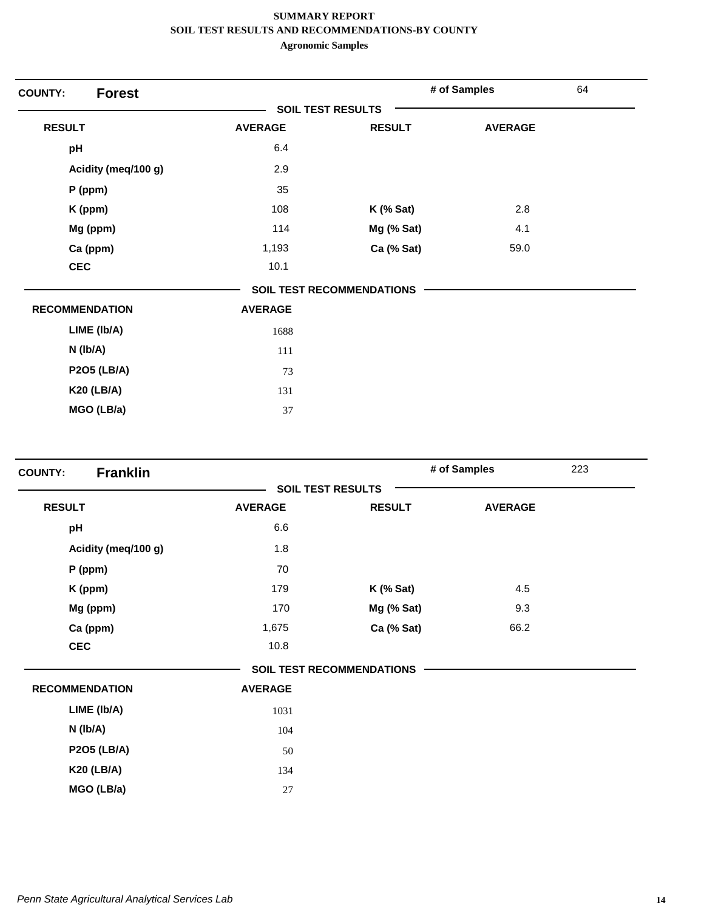**SUMMARY REPORT**
**SOIL TEST RESULTS AND RECOMMENDATIONS-BY COUNTY**
**Agronomic Samples**

## COUNTY: Forest

**# of Samples** 64

### SOIL TEST RESULTS

| RESULT | AVERAGE | RESULT | AVERAGE |
|---|---|---|---|
| pH | 6.4 | | |
| Acidity (meq/100 g) | 2.9 | | |
| P (ppm) | 35 | | |
| K (ppm) | 108 | K (% Sat) | 2.8 |
| Mg (ppm) | 114 | Mg (% Sat) | 4.1 |
| Ca (ppm) | 1,193 | Ca (% Sat) | 59.0 |
| CEC | 10.1 | | |

### SOIL TEST RECOMMENDATIONS

| RECOMMENDATION | AVERAGE |
|---|---|
| LIME (lb/A) | 1688 |
| N (lb/A) | 111 |
| P2O5 (LB/A) | 73 |
| K20 (LB/A) | 131 |
| MGO (LB/a) | 37 |

## COUNTY: Franklin

**# of Samples** 223

### SOIL TEST RESULTS

| RESULT | AVERAGE | RESULT | AVERAGE |
|---|---|---|---|
| pH | 6.6 | | |
| Acidity (meq/100 g) | 1.8 | | |
| P (ppm) | 70 | | |
| K (ppm) | 179 | K (% Sat) | 4.5 |
| Mg (ppm) | 170 | Mg (% Sat) | 9.3 |
| Ca (ppm) | 1,675 | Ca (% Sat) | 66.2 |
| CEC | 10.8 | | |

### SOIL TEST RECOMMENDATIONS

| RECOMMENDATION | AVERAGE |
|---|---|
| LIME (lb/A) | 1031 |
| N (lb/A) | 104 |
| P2O5 (LB/A) | 50 |
| K20 (LB/A) | 134 |
| MGO (LB/a) | 27 |

*Penn State Agricultural Analytical Services Lab*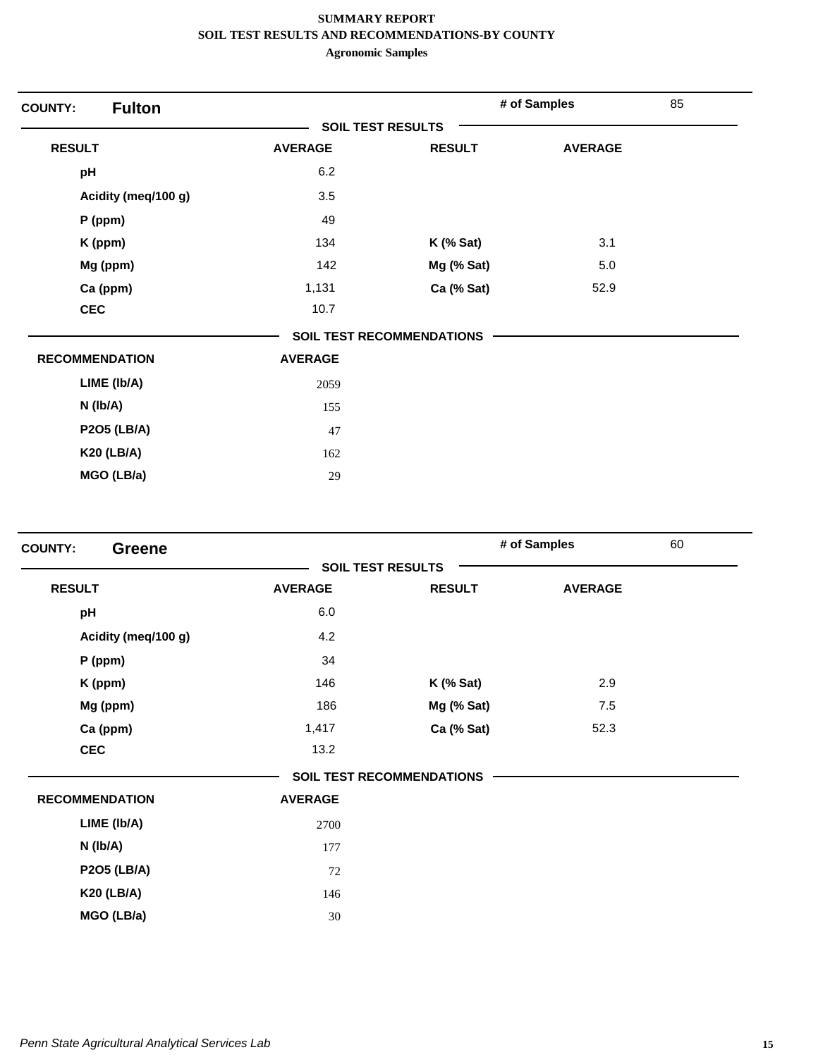**SUMMARY REPORT**
**SOIL TEST RESULTS AND RECOMMENDATIONS-BY COUNTY**
**Agronomic Samples**

## COUNTY: Fulton

**# of Samples** 85

### SOIL TEST RESULTS

| RESULT | AVERAGE | RESULT | AVERAGE |
|---|---|---|---|
| pH | 6.2 | | |
| Acidity (meq/100 g) | 3.5 | | |
| P (ppm) | 49 | | |
| K (ppm) | 134 | K (% Sat) | 3.1 |
| Mg (ppm) | 142 | Mg (% Sat) | 5.0 |
| Ca (ppm) | 1,131 | Ca (% Sat) | 52.9 |
| CEC | 10.7 | | |

### SOIL TEST RECOMMENDATIONS

| RECOMMENDATION | AVERAGE |
|---|---|
| LIME (lb/A) | 2059 |
| N (lb/A) | 155 |
| P2O5 (LB/A) | 47 |
| K20 (LB/A) | 162 |
| MGO (LB/a) | 29 |

## COUNTY: Greene

**# of Samples** 60

### SOIL TEST RESULTS

| RESULT | AVERAGE | RESULT | AVERAGE |
|---|---|---|---|
| pH | 6.0 | | |
| Acidity (meq/100 g) | 4.2 | | |
| P (ppm) | 34 | | |
| K (ppm) | 146 | K (% Sat) | 2.9 |
| Mg (ppm) | 186 | Mg (% Sat) | 7.5 |
| Ca (ppm) | 1,417 | Ca (% Sat) | 52.3 |
| CEC | 13.2 | | |

### SOIL TEST RECOMMENDATIONS

| RECOMMENDATION | AVERAGE |
|---|---|
| LIME (lb/A) | 2700 |
| N (lb/A) | 177 |
| P2O5 (LB/A) | 72 |
| K20 (LB/A) | 146 |
| MGO (LB/a) | 30 |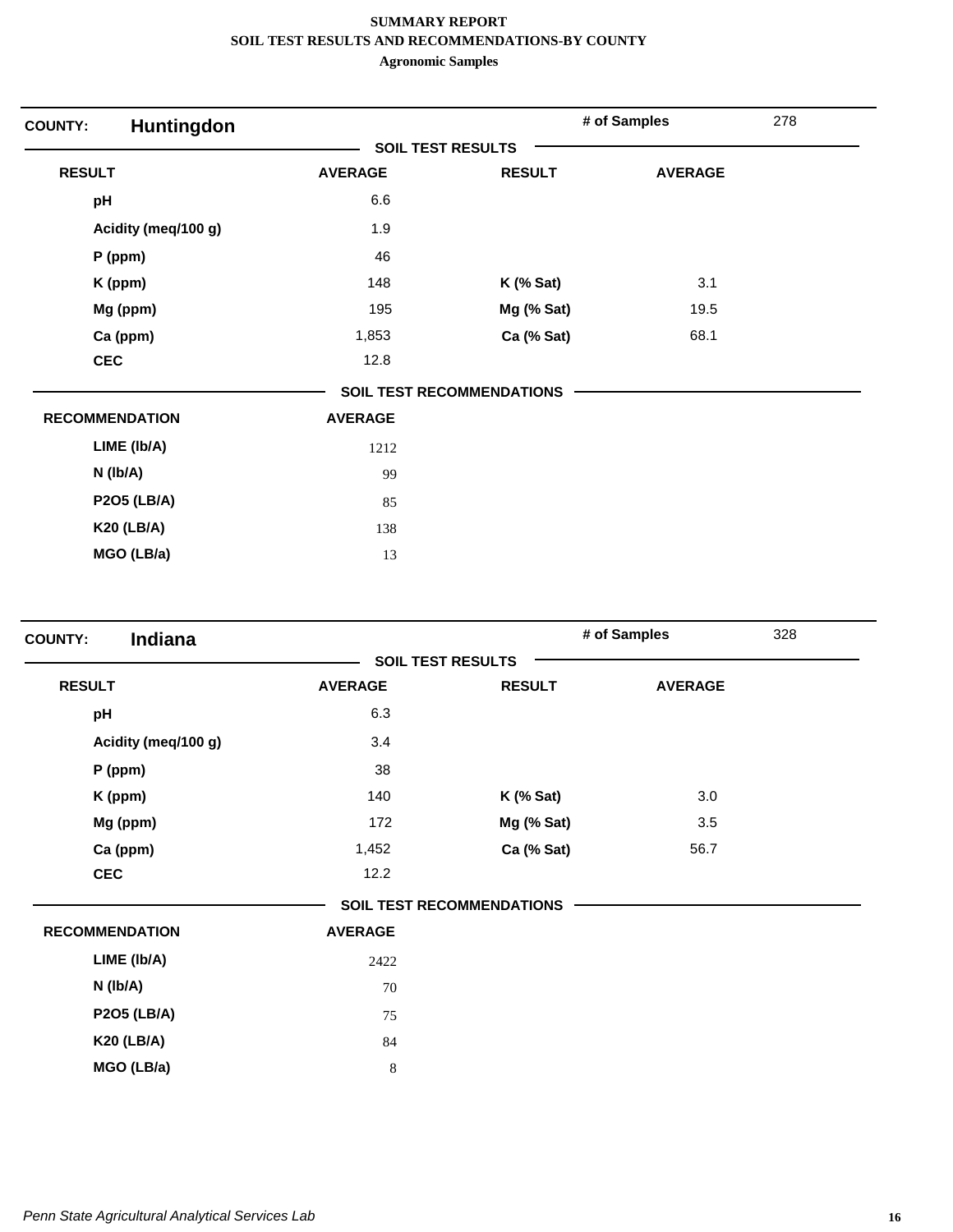**SUMMARY REPORT**
**SOIL TEST RESULTS AND RECOMMENDATIONS-BY COUNTY**
**Agronomic Samples**

## COUNTY: Huntingdon

**# of Samples** 278

**SOIL TEST RESULTS**

| RESULT | AVERAGE | RESULT | AVERAGE |
|---|---|---|---|
| pH | 6.6 | | |
| Acidity (meq/100 g) | 1.9 | | |
| P (ppm) | 46 | | |
| K (ppm) | 148 | K (% Sat) | 3.1 |
| Mg (ppm) | 195 | Mg (% Sat) | 19.5 |
| Ca (ppm) | 1,853 | Ca (% Sat) | 68.1 |
| CEC | 12.8 | | |

**SOIL TEST RECOMMENDATIONS**

| RECOMMENDATION | AVERAGE |
|---|---|
| LIME (lb/A) | 1212 |
| N (lb/A) | 99 |
| P2O5 (LB/A) | 85 |
| K20 (LB/A) | 138 |
| MGO (LB/a) | 13 |

## COUNTY: Indiana

**# of Samples** 328

**SOIL TEST RESULTS**

| RESULT | AVERAGE | RESULT | AVERAGE |
|---|---|---|---|
| pH | 6.3 | | |
| Acidity (meq/100 g) | 3.4 | | |
| P (ppm) | 38 | | |
| K (ppm) | 140 | K (% Sat) | 3.0 |
| Mg (ppm) | 172 | Mg (% Sat) | 3.5 |
| Ca (ppm) | 1,452 | Ca (% Sat) | 56.7 |
| CEC | 12.2 | | |

**SOIL TEST RECOMMENDATIONS**

| RECOMMENDATION | AVERAGE |
|---|---|
| LIME (lb/A) | 2422 |
| N (lb/A) | 70 |
| P2O5 (LB/A) | 75 |
| K20 (LB/A) | 84 |
| MGO (LB/a) | 8 |

*Penn State Agricultural Analytical Services Lab*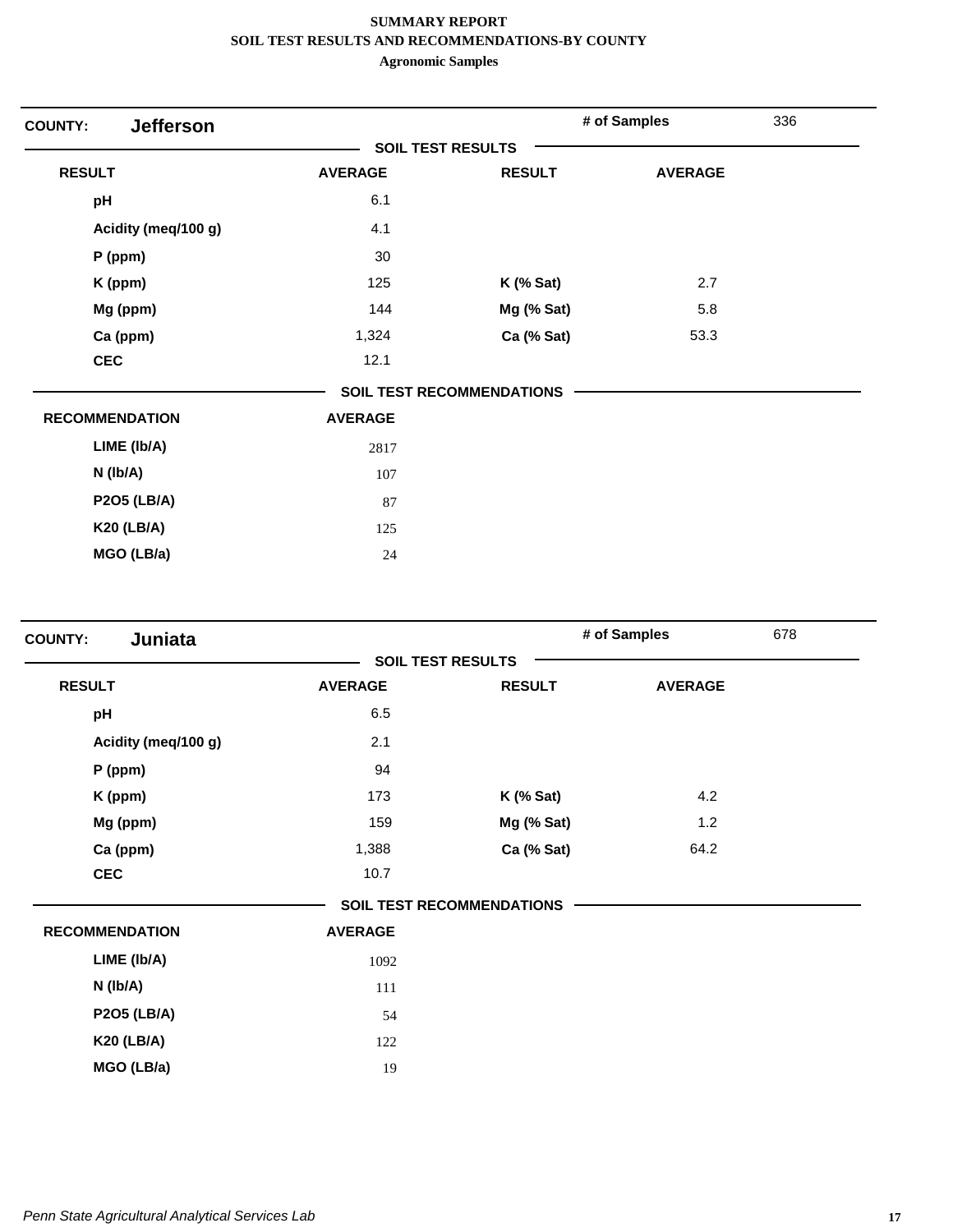**SUMMARY REPORT**
**SOIL TEST RESULTS AND RECOMMENDATIONS-BY COUNTY**
**Agronomic Samples**

**COUNTY:** **Jefferson** — **# of Samples** 336

**SOIL TEST RESULTS**

| RESULT | AVERAGE | RESULT | AVERAGE |
|---|---|---|---|
| pH | 6.1 | | |
| Acidity (meq/100 g) | 4.1 | | |
| P (ppm) | 30 | | |
| K (ppm) | 125 | K (% Sat) | 2.7 |
| Mg (ppm) | 144 | Mg (% Sat) | 5.8 |
| Ca (ppm) | 1,324 | Ca (% Sat) | 53.3 |
| CEC | 12.1 | | |

**SOIL TEST RECOMMENDATIONS**

| RECOMMENDATION | AVERAGE |
|---|---|
| LIME (lb/A) | 2817 |
| N (lb/A) | 107 |
| P2O5 (LB/A) | 87 |
| K20 (LB/A) | 125 |
| MGO (LB/a) | 24 |

**COUNTY:** **Juniata** — **# of Samples** 678

**SOIL TEST RESULTS**

| RESULT | AVERAGE | RESULT | AVERAGE |
|---|---|---|---|
| pH | 6.5 | | |
| Acidity (meq/100 g) | 2.1 | | |
| P (ppm) | 94 | | |
| K (ppm) | 173 | K (% Sat) | 4.2 |
| Mg (ppm) | 159 | Mg (% Sat) | 1.2 |
| Ca (ppm) | 1,388 | Ca (% Sat) | 64.2 |
| CEC | 10.7 | | |

**SOIL TEST RECOMMENDATIONS**

| RECOMMENDATION | AVERAGE |
|---|---|
| LIME (lb/A) | 1092 |
| N (lb/A) | 111 |
| P2O5 (LB/A) | 54 |
| K20 (LB/A) | 122 |
| MGO (LB/a) | 19 |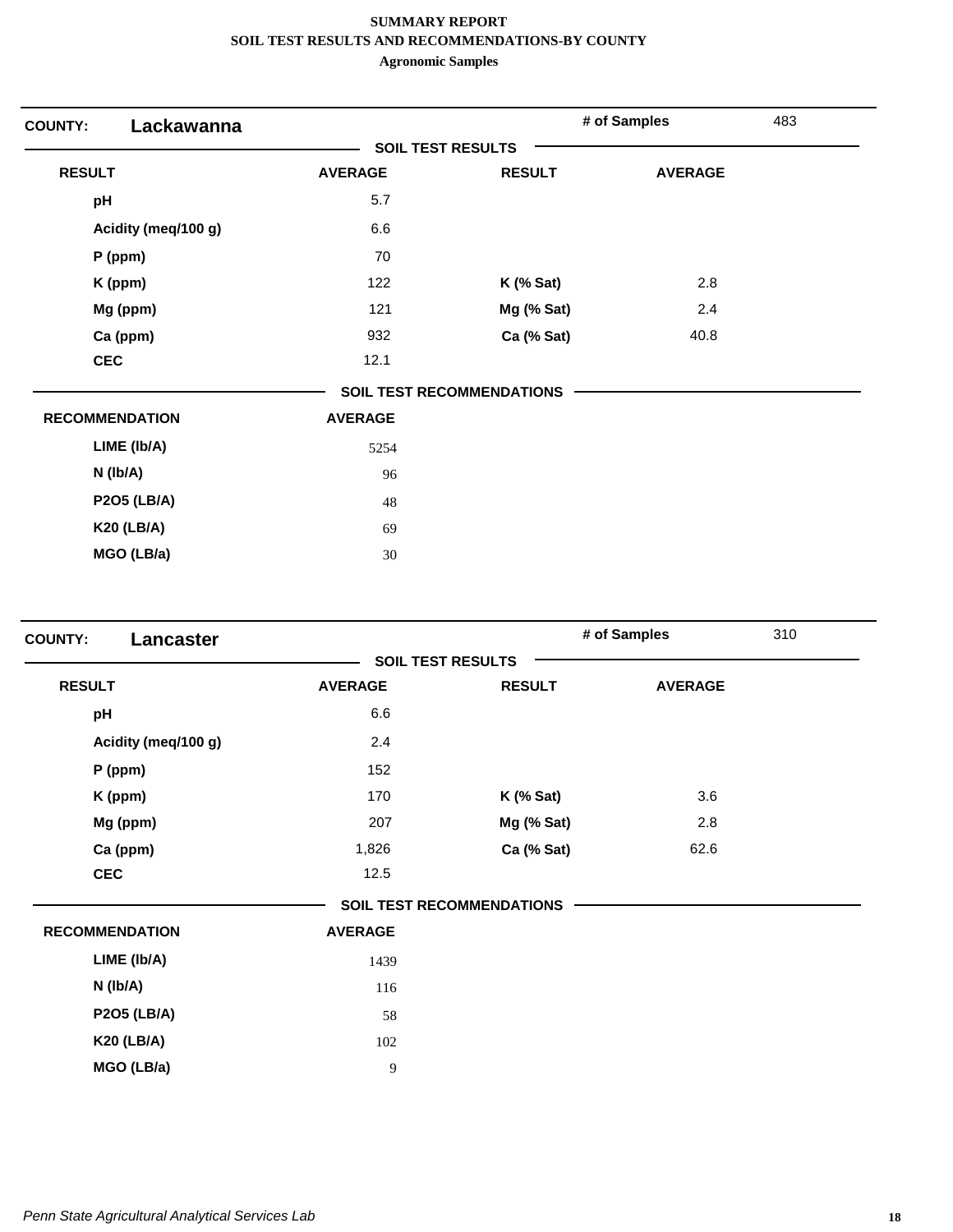**SUMMARY REPORT**
**SOIL TEST RESULTS AND RECOMMENDATIONS-BY COUNTY**
**Agronomic Samples**

## COUNTY: Lackawanna

**# of Samples** 483

### SOIL TEST RESULTS

| RESULT | AVERAGE | RESULT | AVERAGE |
|---|---|---|---|
| pH | 5.7 | | |
| Acidity (meq/100 g) | 6.6 | | |
| P (ppm) | 70 | | |
| K (ppm) | 122 | K (% Sat) | 2.8 |
| Mg (ppm) | 121 | Mg (% Sat) | 2.4 |
| Ca (ppm) | 932 | Ca (% Sat) | 40.8 |
| CEC | 12.1 | | |

### SOIL TEST RECOMMENDATIONS

| RECOMMENDATION | AVERAGE |
|---|---|
| LIME (lb/A) | 5254 |
| N (lb/A) | 96 |
| P2O5 (LB/A) | 48 |
| K20 (LB/A) | 69 |
| MGO (LB/a) | 30 |

## COUNTY: Lancaster

**# of Samples** 310

### SOIL TEST RESULTS

| RESULT | AVERAGE | RESULT | AVERAGE |
|---|---|---|---|
| pH | 6.6 | | |
| Acidity (meq/100 g) | 2.4 | | |
| P (ppm) | 152 | | |
| K (ppm) | 170 | K (% Sat) | 3.6 |
| Mg (ppm) | 207 | Mg (% Sat) | 2.8 |
| Ca (ppm) | 1,826 | Ca (% Sat) | 62.6 |
| CEC | 12.5 | | |

### SOIL TEST RECOMMENDATIONS

| RECOMMENDATION | AVERAGE |
|---|---|
| LIME (lb/A) | 1439 |
| N (lb/A) | 116 |
| P2O5 (LB/A) | 58 |
| K20 (LB/A) | 102 |
| MGO (LB/a) | 9 |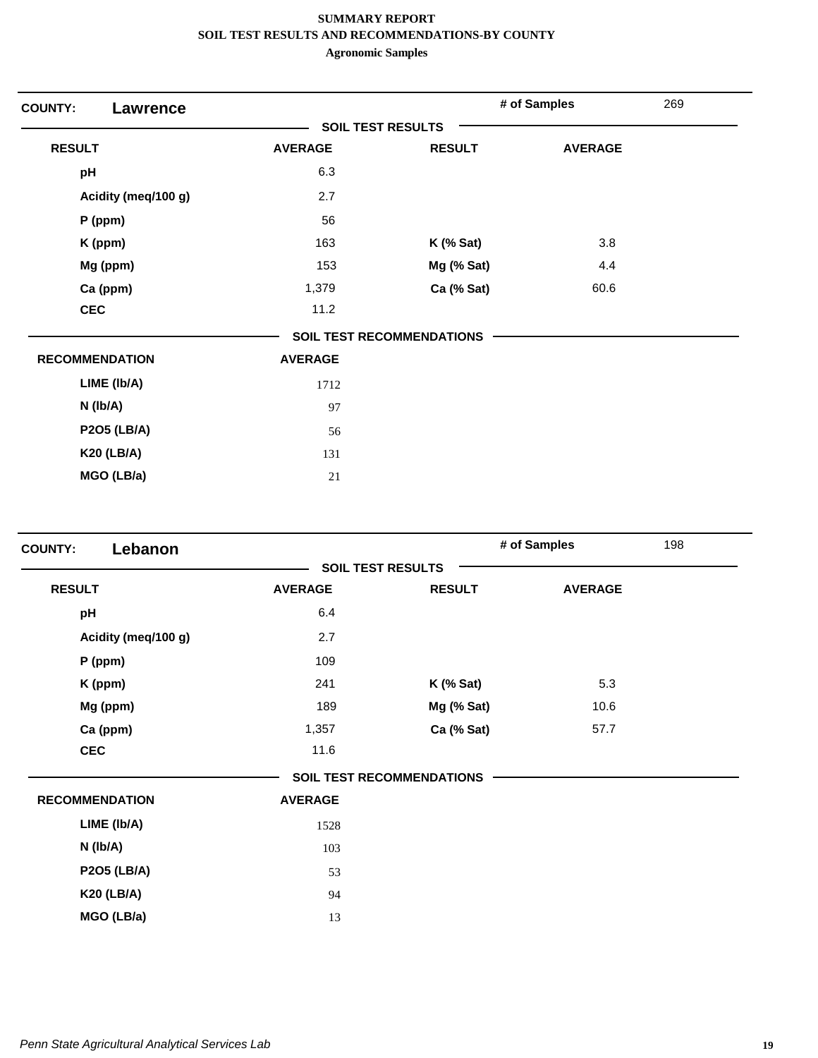**SUMMARY REPORT**
**SOIL TEST RESULTS AND RECOMMENDATIONS-BY COUNTY**
**Agronomic Samples**

**COUNTY: Lawrence** — # of Samples: 269

**SOIL TEST RESULTS**

| RESULT | AVERAGE | RESULT | AVERAGE |
|---|---|---|---|
| pH | 6.3 | | |
| Acidity (meq/100 g) | 2.7 | | |
| P (ppm) | 56 | | |
| K (ppm) | 163 | K (% Sat) | 3.8 |
| Mg (ppm) | 153 | Mg (% Sat) | 4.4 |
| Ca (ppm) | 1,379 | Ca (% Sat) | 60.6 |
| CEC | 11.2 | | |

**SOIL TEST RECOMMENDATIONS**

| RECOMMENDATION | AVERAGE |
|---|---|
| LIME (lb/A) | 1712 |
| N (lb/A) | 97 |
| P2O5 (LB/A) | 56 |
| K20 (LB/A) | 131 |
| MGO (LB/a) | 21 |

**COUNTY: Lebanon** — # of Samples: 198

**SOIL TEST RESULTS**

| RESULT | AVERAGE | RESULT | AVERAGE |
|---|---|---|---|
| pH | 6.4 | | |
| Acidity (meq/100 g) | 2.7 | | |
| P (ppm) | 109 | | |
| K (ppm) | 241 | K (% Sat) | 5.3 |
| Mg (ppm) | 189 | Mg (% Sat) | 10.6 |
| Ca (ppm) | 1,357 | Ca (% Sat) | 57.7 |
| CEC | 11.6 | | |

**SOIL TEST RECOMMENDATIONS**

| RECOMMENDATION | AVERAGE |
|---|---|
| LIME (lb/A) | 1528 |
| N (lb/A) | 103 |
| P2O5 (LB/A) | 53 |
| K20 (LB/A) | 94 |
| MGO (LB/a) | 13 |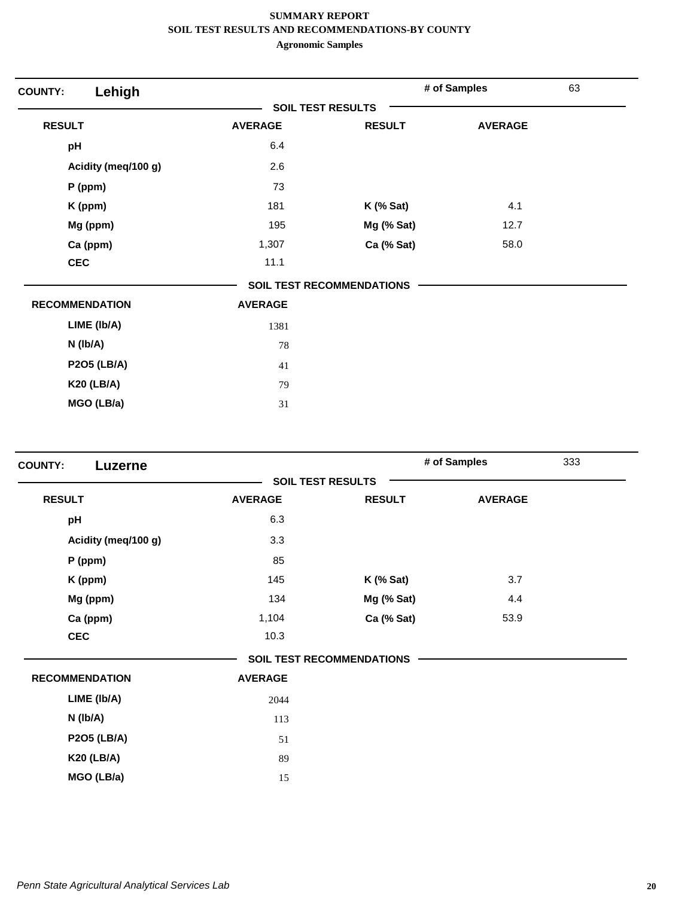**SUMMARY REPORT**
**SOIL TEST RESULTS AND RECOMMENDATIONS-BY COUNTY**
**Agronomic Samples**

**COUNTY:** **Lehigh** — **# of Samples** 63

**SOIL TEST RESULTS**

| RESULT | AVERAGE | RESULT | AVERAGE |
|---|---|---|---|
| pH | 6.4 | | |
| Acidity (meq/100 g) | 2.6 | | |
| P (ppm) | 73 | | |
| K (ppm) | 181 | K (% Sat) | 4.1 |
| Mg (ppm) | 195 | Mg (% Sat) | 12.7 |
| Ca (ppm) | 1,307 | Ca (% Sat) | 58.0 |
| CEC | 11.1 | | |

**SOIL TEST RECOMMENDATIONS**

| RECOMMENDATION | AVERAGE |
|---|---|
| LIME (lb/A) | 1381 |
| N (lb/A) | 78 |
| P2O5 (LB/A) | 41 |
| K20 (LB/A) | 79 |
| MGO (LB/a) | 31 |

**COUNTY:** **Luzerne** — **# of Samples** 333

**SOIL TEST RESULTS**

| RESULT | AVERAGE | RESULT | AVERAGE |
|---|---|---|---|
| pH | 6.3 | | |
| Acidity (meq/100 g) | 3.3 | | |
| P (ppm) | 85 | | |
| K (ppm) | 145 | K (% Sat) | 3.7 |
| Mg (ppm) | 134 | Mg (% Sat) | 4.4 |
| Ca (ppm) | 1,104 | Ca (% Sat) | 53.9 |
| CEC | 10.3 | | |

**SOIL TEST RECOMMENDATIONS**

| RECOMMENDATION | AVERAGE |
|---|---|
| LIME (lb/A) | 2044 |
| N (lb/A) | 113 |
| P2O5 (LB/A) | 51 |
| K20 (LB/A) | 89 |
| MGO (LB/a) | 15 |

*Penn State Agricultural Analytical Services Lab*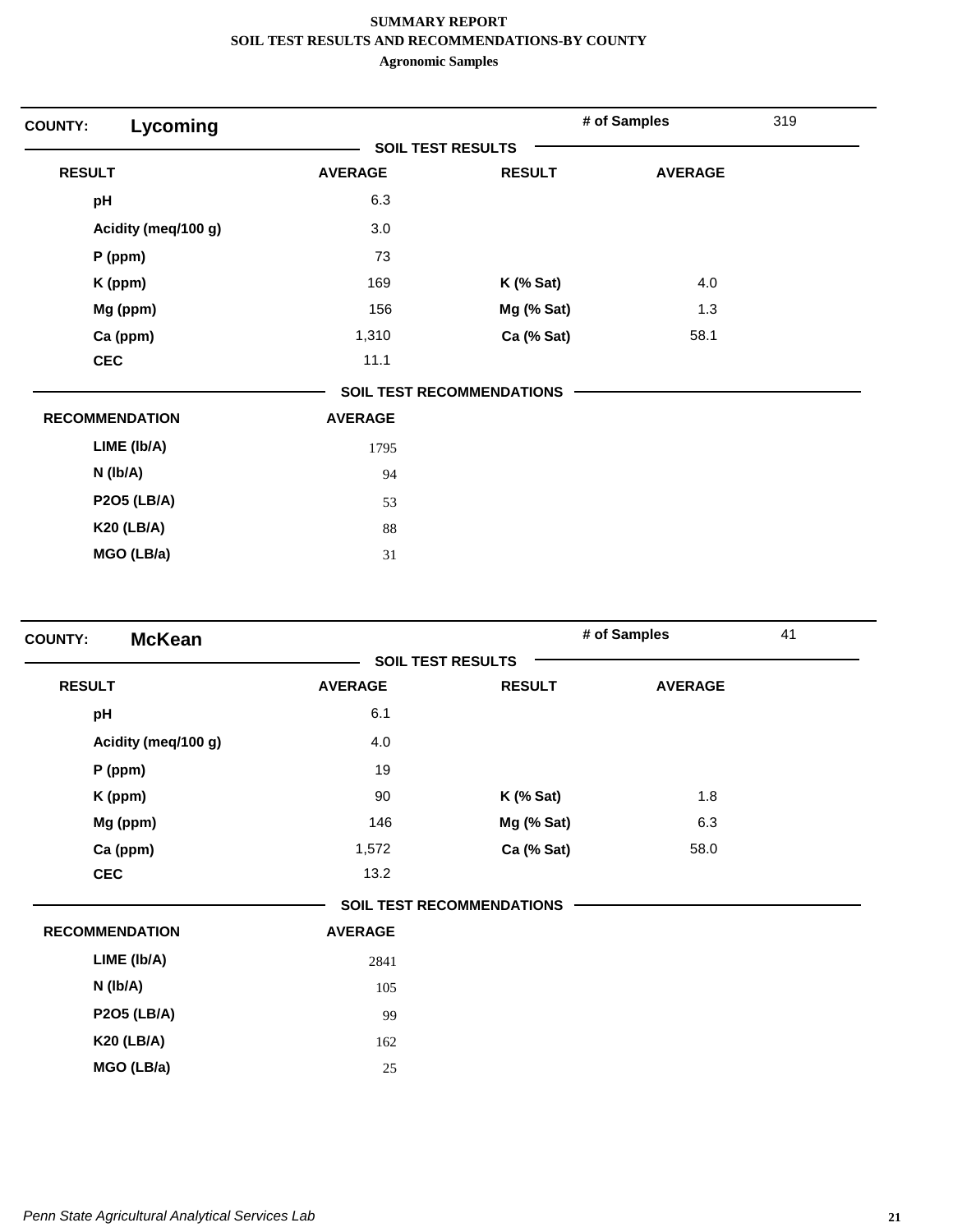**SUMMARY REPORT**
**SOIL TEST RESULTS AND RECOMMENDATIONS-BY COUNTY**
**Agronomic Samples**

**COUNTY:** **Lycoming** — **# of Samples** 319

**SOIL TEST RESULTS**

| RESULT | AVERAGE | RESULT | AVERAGE |
|---|---|---|---|
| pH | 6.3 | | |
| Acidity (meq/100 g) | 3.0 | | |
| P (ppm) | 73 | | |
| K (ppm) | 169 | K (% Sat) | 4.0 |
| Mg (ppm) | 156 | Mg (% Sat) | 1.3 |
| Ca (ppm) | 1,310 | Ca (% Sat) | 58.1 |
| CEC | 11.1 | | |

**SOIL TEST RECOMMENDATIONS**

| RECOMMENDATION | AVERAGE |
|---|---|
| LIME (lb/A) | 1795 |
| N (lb/A) | 94 |
| P2O5 (LB/A) | 53 |
| K20 (LB/A) | 88 |
| MGO (LB/a) | 31 |

**COUNTY:** **McKean** — **# of Samples** 41

**SOIL TEST RESULTS**

| RESULT | AVERAGE | RESULT | AVERAGE |
|---|---|---|---|
| pH | 6.1 | | |
| Acidity (meq/100 g) | 4.0 | | |
| P (ppm) | 19 | | |
| K (ppm) | 90 | K (% Sat) | 1.8 |
| Mg (ppm) | 146 | Mg (% Sat) | 6.3 |
| Ca (ppm) | 1,572 | Ca (% Sat) | 58.0 |
| CEC | 13.2 | | |

**SOIL TEST RECOMMENDATIONS**

| RECOMMENDATION | AVERAGE |
|---|---|
| LIME (lb/A) | 2841 |
| N (lb/A) | 105 |
| P2O5 (LB/A) | 99 |
| K20 (LB/A) | 162 |
| MGO (LB/a) | 25 |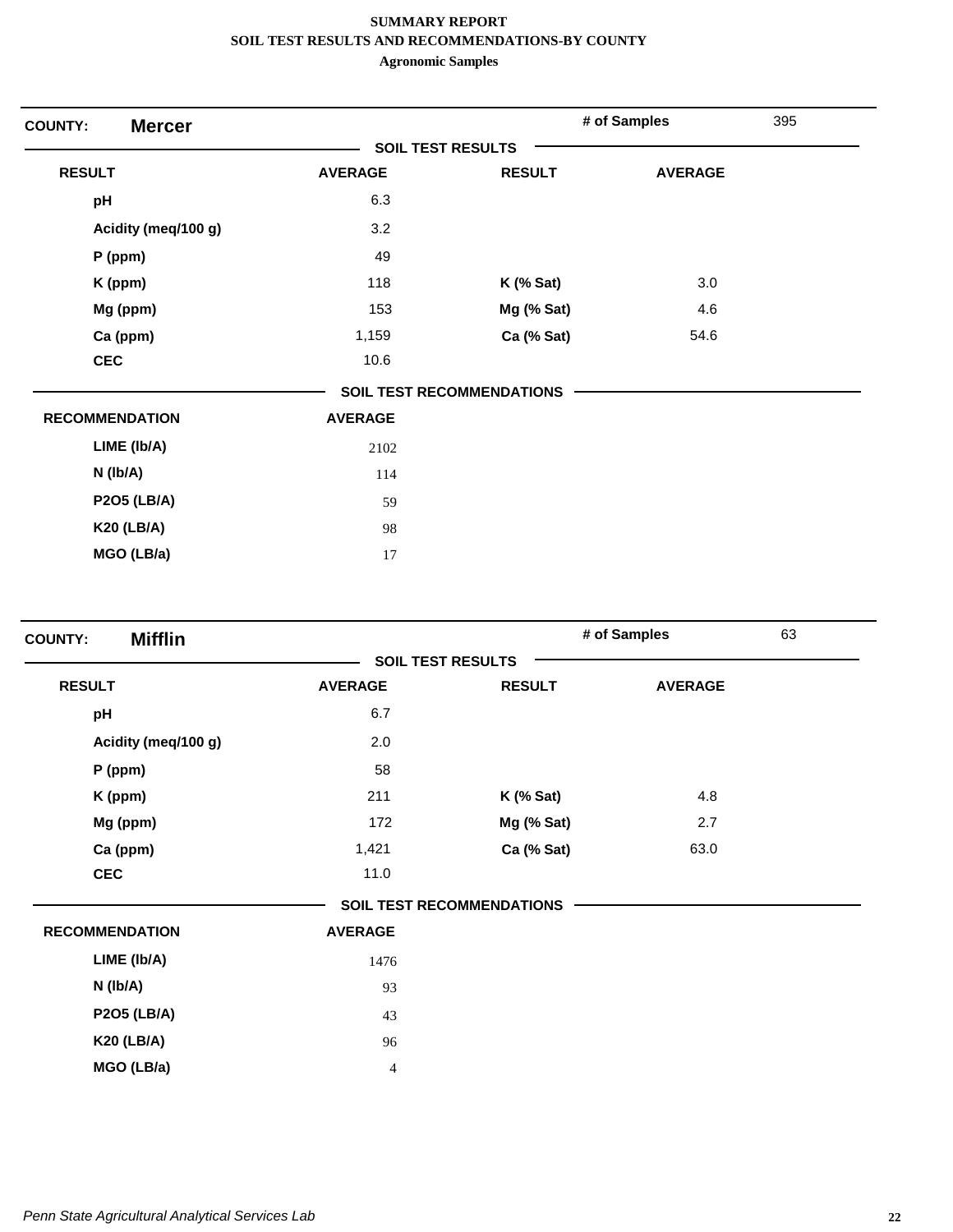**SUMMARY REPORT**
**SOIL TEST RESULTS AND RECOMMENDATIONS-BY COUNTY**
**Agronomic Samples**

**COUNTY: Mercer** — # of Samples: 395

**SOIL TEST RESULTS**

| RESULT | AVERAGE | RESULT | AVERAGE |
|---|---|---|---|
| pH | 6.3 | | |
| Acidity (meq/100 g) | 3.2 | | |
| P (ppm) | 49 | | |
| K (ppm) | 118 | K (% Sat) | 3.0 |
| Mg (ppm) | 153 | Mg (% Sat) | 4.6 |
| Ca (ppm) | 1,159 | Ca (% Sat) | 54.6 |
| CEC | 10.6 | | |

**SOIL TEST RECOMMENDATIONS**

| RECOMMENDATION | AVERAGE |
|---|---|
| LIME (lb/A) | 2102 |
| N (lb/A) | 114 |
| P2O5 (LB/A) | 59 |
| K20 (LB/A) | 98 |
| MGO (LB/a) | 17 |

**COUNTY: Mifflin** — # of Samples: 63

**SOIL TEST RESULTS**

| RESULT | AVERAGE | RESULT | AVERAGE |
|---|---|---|---|
| pH | 6.7 | | |
| Acidity (meq/100 g) | 2.0 | | |
| P (ppm) | 58 | | |
| K (ppm) | 211 | K (% Sat) | 4.8 |
| Mg (ppm) | 172 | Mg (% Sat) | 2.7 |
| Ca (ppm) | 1,421 | Ca (% Sat) | 63.0 |
| CEC | 11.0 | | |

**SOIL TEST RECOMMENDATIONS**

| RECOMMENDATION | AVERAGE |
|---|---|
| LIME (lb/A) | 1476 |
| N (lb/A) | 93 |
| P2O5 (LB/A) | 43 |
| K20 (LB/A) | 96 |
| MGO (LB/a) | 4 |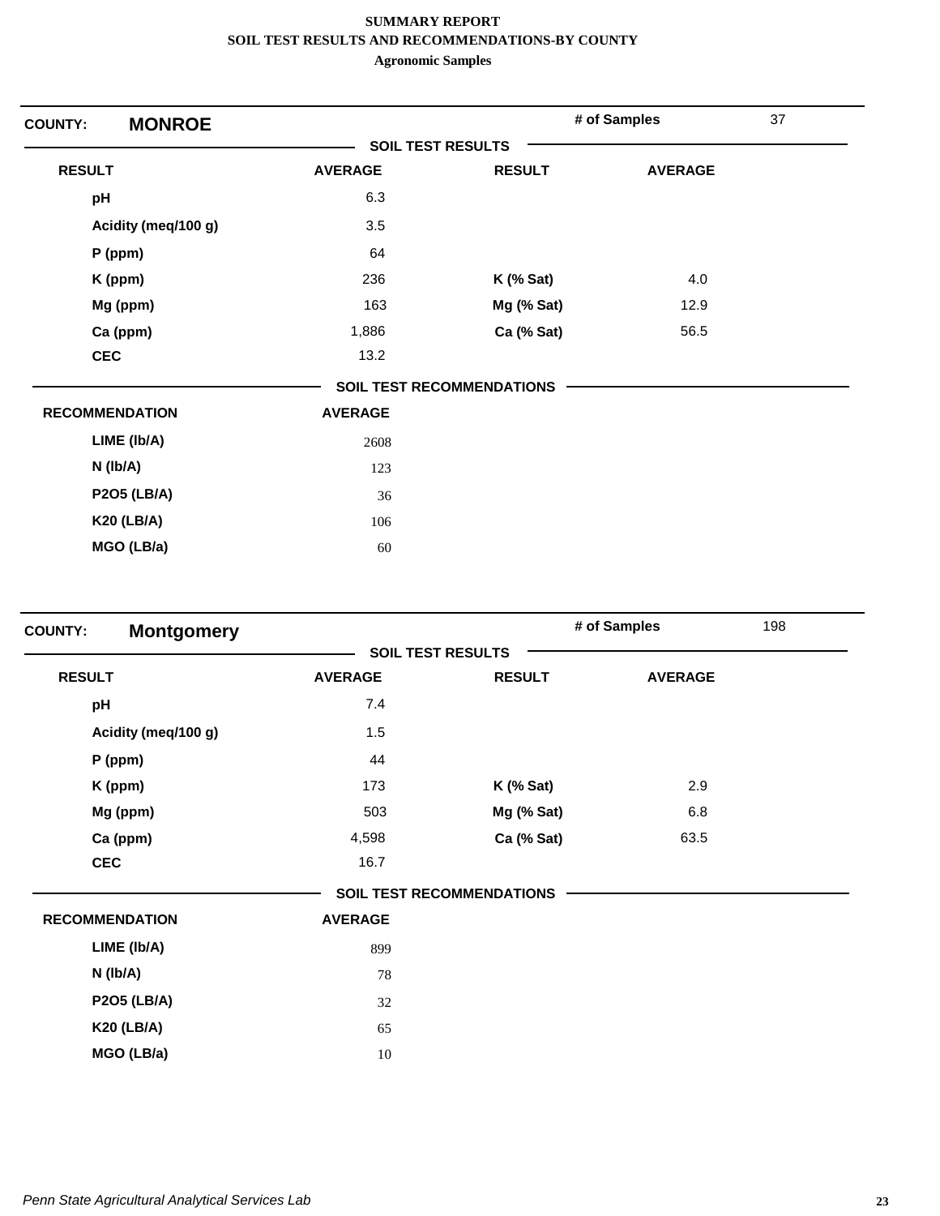**SUMMARY REPORT**
**SOIL TEST RESULTS AND RECOMMENDATIONS-BY COUNTY**
**Agronomic Samples**

## COUNTY: MONROE

**# of Samples** 37

### SOIL TEST RESULTS

| RESULT | AVERAGE | RESULT | AVERAGE |
|---|---|---|---|
| pH | 6.3 | | |
| Acidity (meq/100 g) | 3.5 | | |
| P (ppm) | 64 | | |
| K (ppm) | 236 | K (% Sat) | 4.0 |
| Mg (ppm) | 163 | Mg (% Sat) | 12.9 |
| Ca (ppm) | 1,886 | Ca (% Sat) | 56.5 |
| CEC | 13.2 | | |

### SOIL TEST RECOMMENDATIONS

| RECOMMENDATION | AVERAGE |
|---|---|
| LIME (lb/A) | 2608 |
| N (lb/A) | 123 |
| P2O5 (LB/A) | 36 |
| K20 (LB/A) | 106 |
| MGO (LB/a) | 60 |

## COUNTY: Montgomery

**# of Samples** 198

### SOIL TEST RESULTS

| RESULT | AVERAGE | RESULT | AVERAGE |
|---|---|---|---|
| pH | 7.4 | | |
| Acidity (meq/100 g) | 1.5 | | |
| P (ppm) | 44 | | |
| K (ppm) | 173 | K (% Sat) | 2.9 |
| Mg (ppm) | 503 | Mg (% Sat) | 6.8 |
| Ca (ppm) | 4,598 | Ca (% Sat) | 63.5 |
| CEC | 16.7 | | |

### SOIL TEST RECOMMENDATIONS

| RECOMMENDATION | AVERAGE |
|---|---|
| LIME (lb/A) | 899 |
| N (lb/A) | 78 |
| P2O5 (LB/A) | 32 |
| K20 (LB/A) | 65 |
| MGO (LB/a) | 10 |

*Penn State Agricultural Analytical Services Lab*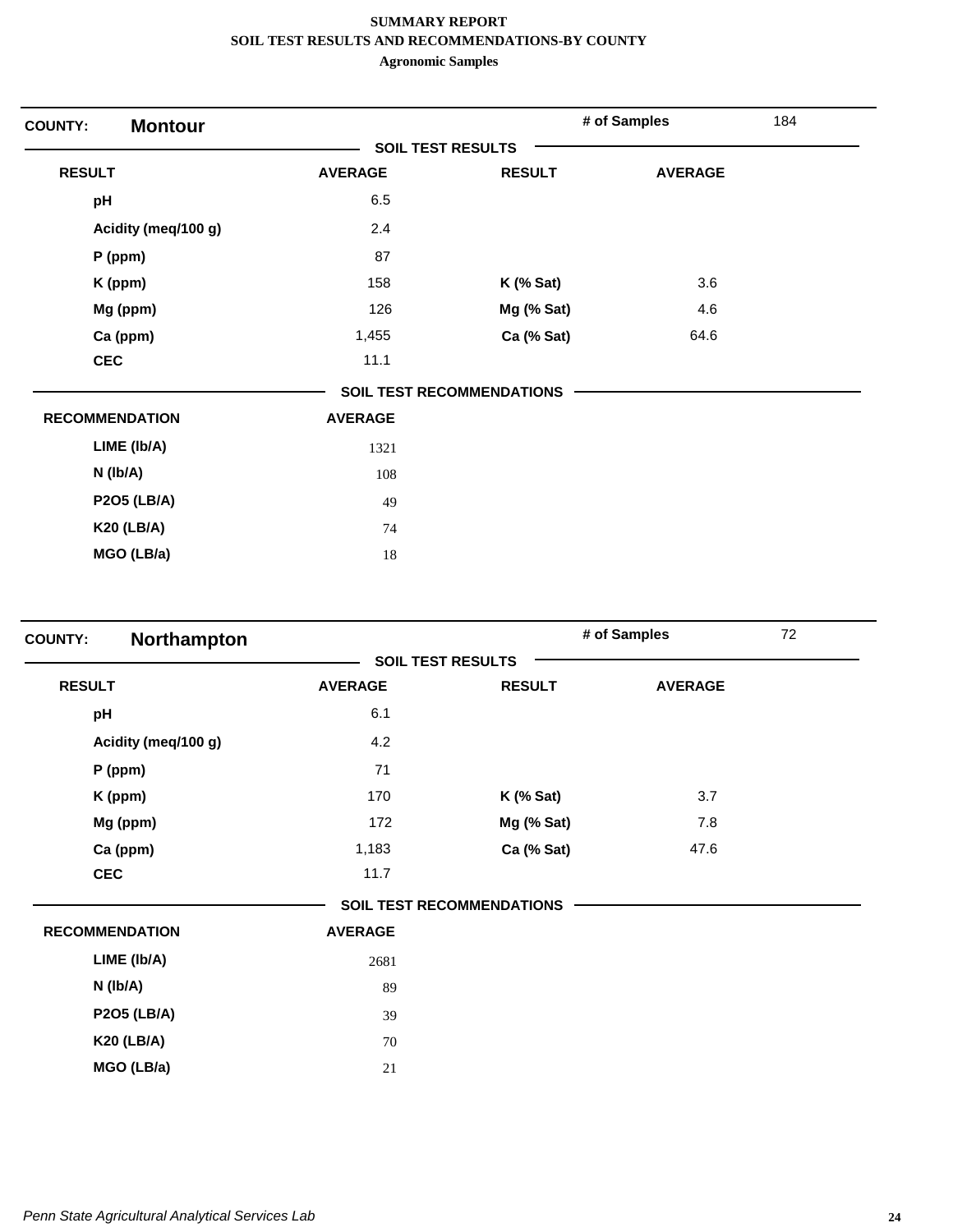**SUMMARY REPORT**
**SOIL TEST RESULTS AND RECOMMENDATIONS-BY COUNTY**
**Agronomic Samples**

**COUNTY:** **Montour** | **# of Samples** 184

**SOIL TEST RESULTS**

| RESULT | AVERAGE | RESULT | AVERAGE |
|---|---|---|---|
| pH | 6.5 | | |
| Acidity (meq/100 g) | 2.4 | | |
| P (ppm) | 87 | | |
| K (ppm) | 158 | K (% Sat) | 3.6 |
| Mg (ppm) | 126 | Mg (% Sat) | 4.6 |
| Ca (ppm) | 1,455 | Ca (% Sat) | 64.6 |
| CEC | 11.1 | | |

**SOIL TEST RECOMMENDATIONS**

| RECOMMENDATION | AVERAGE |
|---|---|
| LIME (lb/A) | 1321 |
| N (lb/A) | 108 |
| P2O5 (LB/A) | 49 |
| K20 (LB/A) | 74 |
| MGO (LB/a) | 18 |

**COUNTY:** **Northampton** | **# of Samples** 72

**SOIL TEST RESULTS**

| RESULT | AVERAGE | RESULT | AVERAGE |
|---|---|---|---|
| pH | 6.1 | | |
| Acidity (meq/100 g) | 4.2 | | |
| P (ppm) | 71 | | |
| K (ppm) | 170 | K (% Sat) | 3.7 |
| Mg (ppm) | 172 | Mg (% Sat) | 7.8 |
| Ca (ppm) | 1,183 | Ca (% Sat) | 47.6 |
| CEC | 11.7 | | |

**SOIL TEST RECOMMENDATIONS**

| RECOMMENDATION | AVERAGE |
|---|---|
| LIME (lb/A) | 2681 |
| N (lb/A) | 89 |
| P2O5 (LB/A) | 39 |
| K20 (LB/A) | 70 |
| MGO (LB/a) | 21 |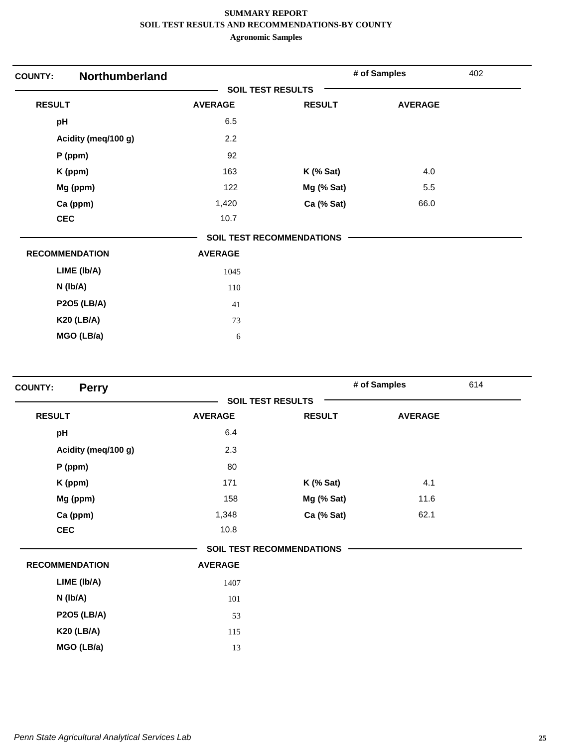**SUMMARY REPORT**
**SOIL TEST RESULTS AND RECOMMENDATIONS-BY COUNTY**
**Agronomic Samples**

## COUNTY: Northumberland

**# of Samples:** 402

### SOIL TEST RESULTS

| RESULT | AVERAGE | RESULT | AVERAGE |
|---|---|---|---|
| pH | 6.5 | | |
| Acidity (meq/100 g) | 2.2 | | |
| P (ppm) | 92 | | |
| K (ppm) | 163 | K (% Sat) | 4.0 |
| Mg (ppm) | 122 | Mg (% Sat) | 5.5 |
| Ca (ppm) | 1,420 | Ca (% Sat) | 66.0 |
| CEC | 10.7 | | |

### SOIL TEST RECOMMENDATIONS

| RECOMMENDATION | AVERAGE |
|---|---|
| LIME (lb/A) | 1045 |
| N (lb/A) | 110 |
| P2O5 (LB/A) | 41 |
| K20 (LB/A) | 73 |
| MGO (LB/a) | 6 |

## COUNTY: Perry

**# of Samples:** 614

### SOIL TEST RESULTS

| RESULT | AVERAGE | RESULT | AVERAGE |
|---|---|---|---|
| pH | 6.4 | | |
| Acidity (meq/100 g) | 2.3 | | |
| P (ppm) | 80 | | |
| K (ppm) | 171 | K (% Sat) | 4.1 |
| Mg (ppm) | 158 | Mg (% Sat) | 11.6 |
| Ca (ppm) | 1,348 | Ca (% Sat) | 62.1 |
| CEC | 10.8 | | |

### SOIL TEST RECOMMENDATIONS

| RECOMMENDATION | AVERAGE |
|---|---|
| LIME (lb/A) | 1407 |
| N (lb/A) | 101 |
| P2O5 (LB/A) | 53 |
| K20 (LB/A) | 115 |
| MGO (LB/a) | 13 |

*Penn State Agricultural Analytical Services Lab*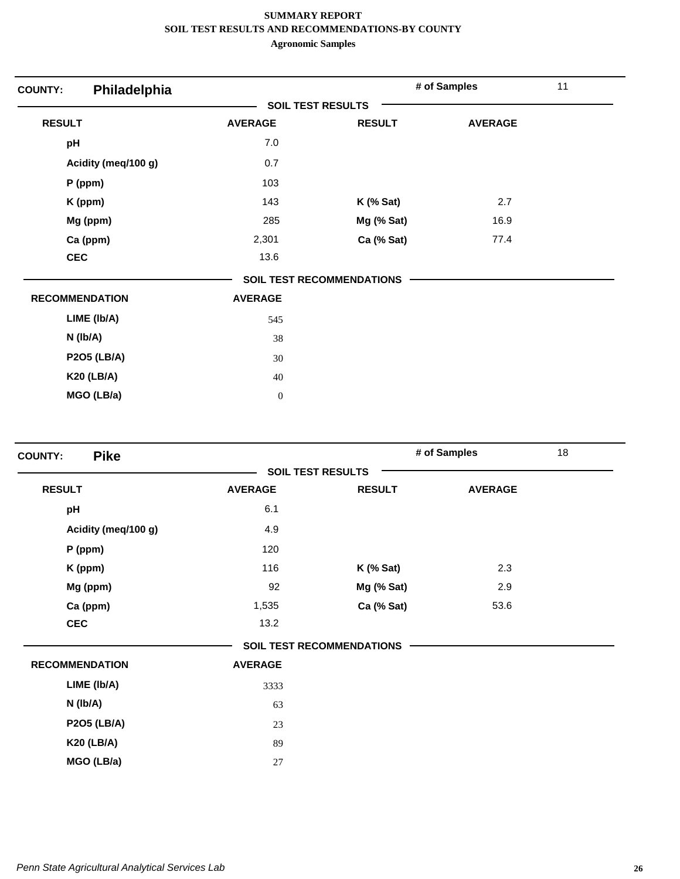**SUMMARY REPORT**
**SOIL TEST RESULTS AND RECOMMENDATIONS-BY COUNTY**
**Agronomic Samples**

## COUNTY: Philadelphia

**# of Samples:** 11

### SOIL TEST RESULTS

| RESULT | AVERAGE | RESULT | AVERAGE |
|---|---|---|---|
| pH | 7.0 | | |
| Acidity (meq/100 g) | 0.7 | | |
| P (ppm) | 103 | | |
| K (ppm) | 143 | K (% Sat) | 2.7 |
| Mg (ppm) | 285 | Mg (% Sat) | 16.9 |
| Ca (ppm) | 2,301 | Ca (% Sat) | 77.4 |
| CEC | 13.6 | | |

### SOIL TEST RECOMMENDATIONS

| RECOMMENDATION | AVERAGE |
|---|---|
| LIME (lb/A) | 545 |
| N (lb/A) | 38 |
| P2O5 (LB/A) | 30 |
| K20 (LB/A) | 40 |
| MGO (LB/a) | 0 |

## COUNTY: Pike

**# of Samples:** 18

### SOIL TEST RESULTS

| RESULT | AVERAGE | RESULT | AVERAGE |
|---|---|---|---|
| pH | 6.1 | | |
| Acidity (meq/100 g) | 4.9 | | |
| P (ppm) | 120 | | |
| K (ppm) | 116 | K (% Sat) | 2.3 |
| Mg (ppm) | 92 | Mg (% Sat) | 2.9 |
| Ca (ppm) | 1,535 | Ca (% Sat) | 53.6 |
| CEC | 13.2 | | |

### SOIL TEST RECOMMENDATIONS

| RECOMMENDATION | AVERAGE |
|---|---|
| LIME (lb/A) | 3333 |
| N (lb/A) | 63 |
| P2O5 (LB/A) | 23 |
| K20 (LB/A) | 89 |
| MGO (LB/a) | 27 |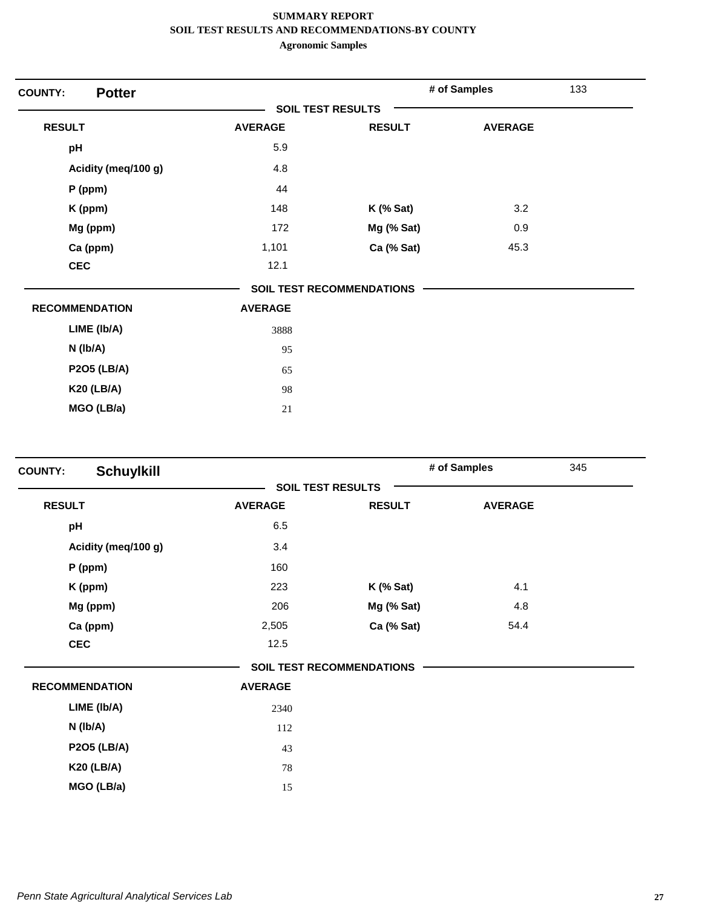**SUMMARY REPORT**
**SOIL TEST RESULTS AND RECOMMENDATIONS-BY COUNTY**
**Agronomic Samples**

## COUNTY: Potter

**# of Samples** 133

### SOIL TEST RESULTS

| RESULT | AVERAGE | RESULT | AVERAGE |
|---|---|---|---|
| pH | 5.9 | | |
| Acidity (meq/100 g) | 4.8 | | |
| P (ppm) | 44 | | |
| K (ppm) | 148 | K (% Sat) | 3.2 |
| Mg (ppm) | 172 | Mg (% Sat) | 0.9 |
| Ca (ppm) | 1,101 | Ca (% Sat) | 45.3 |
| CEC | 12.1 | | |

### SOIL TEST RECOMMENDATIONS

| RECOMMENDATION | AVERAGE |
|---|---|
| LIME (lb/A) | 3888 |
| N (lb/A) | 95 |
| P2O5 (LB/A) | 65 |
| K20 (LB/A) | 98 |
| MGO (LB/a) | 21 |

## COUNTY: Schuylkill

**# of Samples** 345

### SOIL TEST RESULTS

| RESULT | AVERAGE | RESULT | AVERAGE |
|---|---|---|---|
| pH | 6.5 | | |
| Acidity (meq/100 g) | 3.4 | | |
| P (ppm) | 160 | | |
| K (ppm) | 223 | K (% Sat) | 4.1 |
| Mg (ppm) | 206 | Mg (% Sat) | 4.8 |
| Ca (ppm) | 2,505 | Ca (% Sat) | 54.4 |
| CEC | 12.5 | | |

### SOIL TEST RECOMMENDATIONS

| RECOMMENDATION | AVERAGE |
|---|---|
| LIME (lb/A) | 2340 |
| N (lb/A) | 112 |
| P2O5 (LB/A) | 43 |
| K20 (LB/A) | 78 |
| MGO (LB/a) | 15 |

*Penn State Agricultural Analytical Services Lab*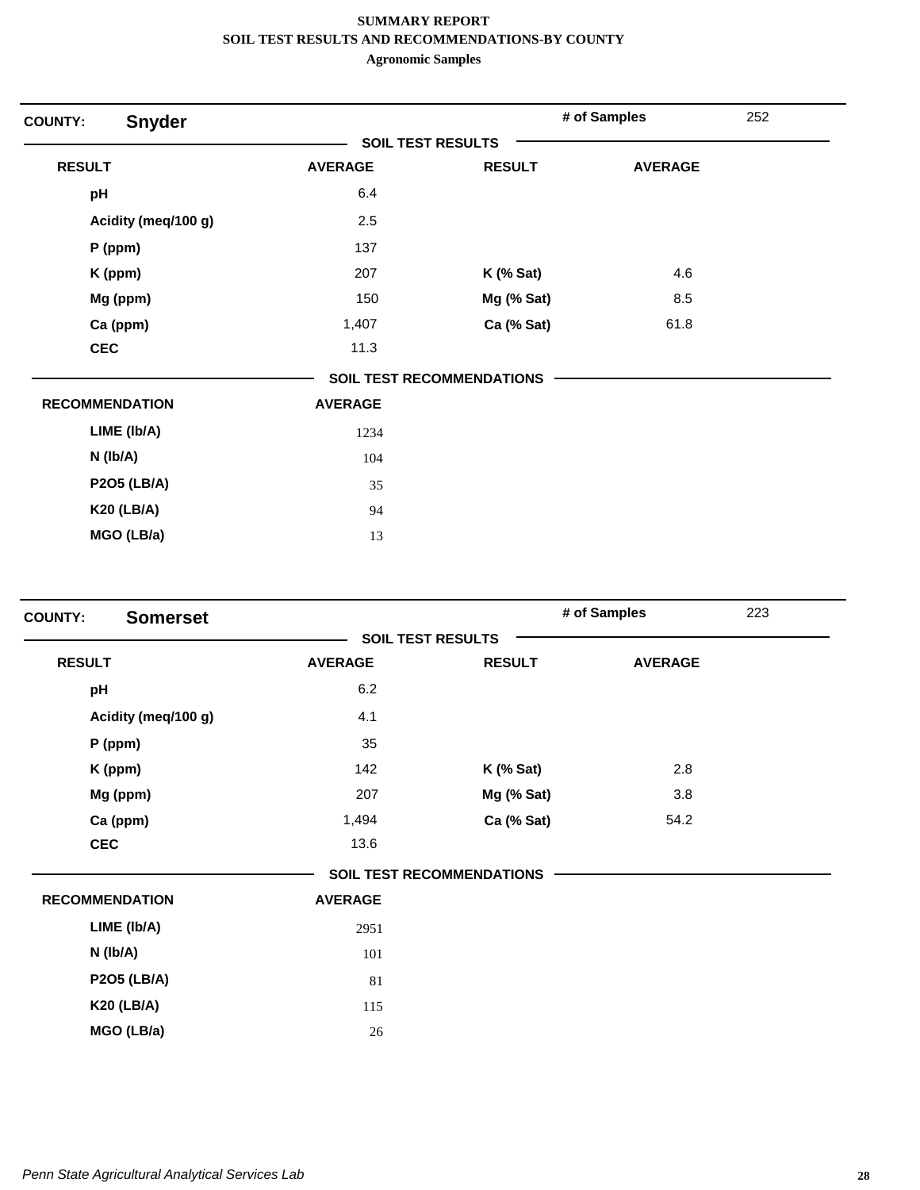**SUMMARY REPORT**
**SOIL TEST RESULTS AND RECOMMENDATIONS-BY COUNTY**
**Agronomic Samples**

**COUNTY:** **Snyder** — **# of Samples** 252

**SOIL TEST RESULTS**

| RESULT | AVERAGE | RESULT | AVERAGE |
|---|---|---|---|
| pH | 6.4 | | |
| Acidity (meq/100 g) | 2.5 | | |
| P (ppm) | 137 | | |
| K (ppm) | 207 | K (% Sat) | 4.6 |
| Mg (ppm) | 150 | Mg (% Sat) | 8.5 |
| Ca (ppm) | 1,407 | Ca (% Sat) | 61.8 |
| CEC | 11.3 | | |

**SOIL TEST RECOMMENDATIONS**

| RECOMMENDATION | AVERAGE |
|---|---|
| LIME (lb/A) | 1234 |
| N (lb/A) | 104 |
| P2O5 (LB/A) | 35 |
| K20 (LB/A) | 94 |
| MGO (LB/a) | 13 |

**COUNTY:** **Somerset** — **# of Samples** 223

**SOIL TEST RESULTS**

| RESULT | AVERAGE | RESULT | AVERAGE |
|---|---|---|---|
| pH | 6.2 | | |
| Acidity (meq/100 g) | 4.1 | | |
| P (ppm) | 35 | | |
| K (ppm) | 142 | K (% Sat) | 2.8 |
| Mg (ppm) | 207 | Mg (% Sat) | 3.8 |
| Ca (ppm) | 1,494 | Ca (% Sat) | 54.2 |
| CEC | 13.6 | | |

**SOIL TEST RECOMMENDATIONS**

| RECOMMENDATION | AVERAGE |
|---|---|
| LIME (lb/A) | 2951 |
| N (lb/A) | 101 |
| P2O5 (LB/A) | 81 |
| K20 (LB/A) | 115 |
| MGO (LB/a) | 26 |

*Penn State Agricultural Analytical Services Lab*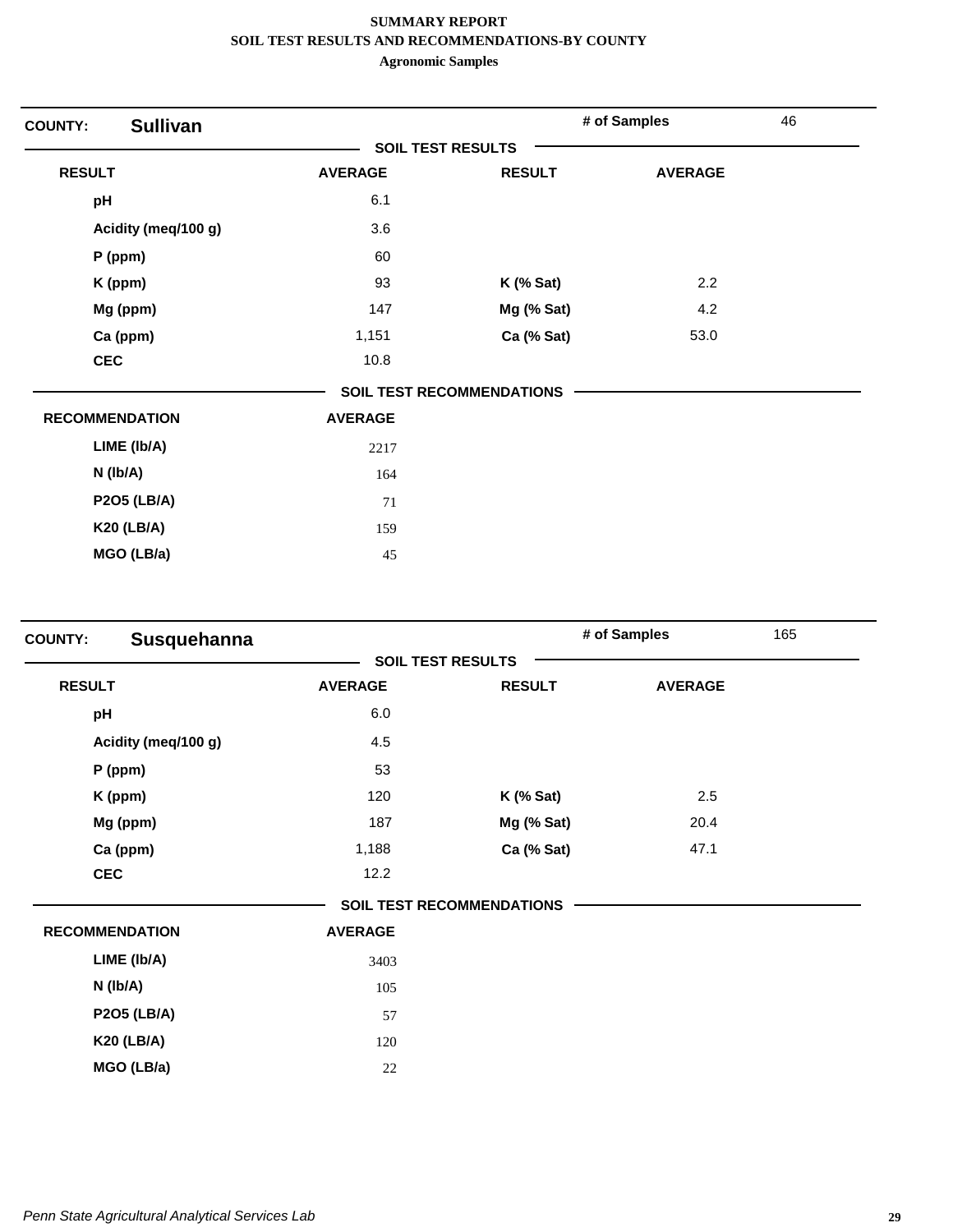**SUMMARY REPORT**
**SOIL TEST RESULTS AND RECOMMENDATIONS-BY COUNTY**
**Agronomic Samples**

## COUNTY: Sullivan

**# of Samples** 46

### SOIL TEST RESULTS

| RESULT | AVERAGE | RESULT | AVERAGE |
|---|---|---|---|
| pH | 6.1 | | |
| Acidity (meq/100 g) | 3.6 | | |
| P (ppm) | 60 | | |
| K (ppm) | 93 | K (% Sat) | 2.2 |
| Mg (ppm) | 147 | Mg (% Sat) | 4.2 |
| Ca (ppm) | 1,151 | Ca (% Sat) | 53.0 |
| CEC | 10.8 | | |

### SOIL TEST RECOMMENDATIONS

| RECOMMENDATION | AVERAGE |
|---|---|
| LIME (lb/A) | 2217 |
| N (lb/A) | 164 |
| P2O5 (LB/A) | 71 |
| K20 (LB/A) | 159 |
| MGO (LB/a) | 45 |

## COUNTY: Susquehanna

**# of Samples** 165

### SOIL TEST RESULTS

| RESULT | AVERAGE | RESULT | AVERAGE |
|---|---|---|---|
| pH | 6.0 | | |
| Acidity (meq/100 g) | 4.5 | | |
| P (ppm) | 53 | | |
| K (ppm) | 120 | K (% Sat) | 2.5 |
| Mg (ppm) | 187 | Mg (% Sat) | 20.4 |
| Ca (ppm) | 1,188 | Ca (% Sat) | 47.1 |
| CEC | 12.2 | | |

### SOIL TEST RECOMMENDATIONS

| RECOMMENDATION | AVERAGE |
|---|---|
| LIME (lb/A) | 3403 |
| N (lb/A) | 105 |
| P2O5 (LB/A) | 57 |
| K20 (LB/A) | 120 |
| MGO (LB/a) | 22 |

*Penn State Agricultural Analytical Services Lab*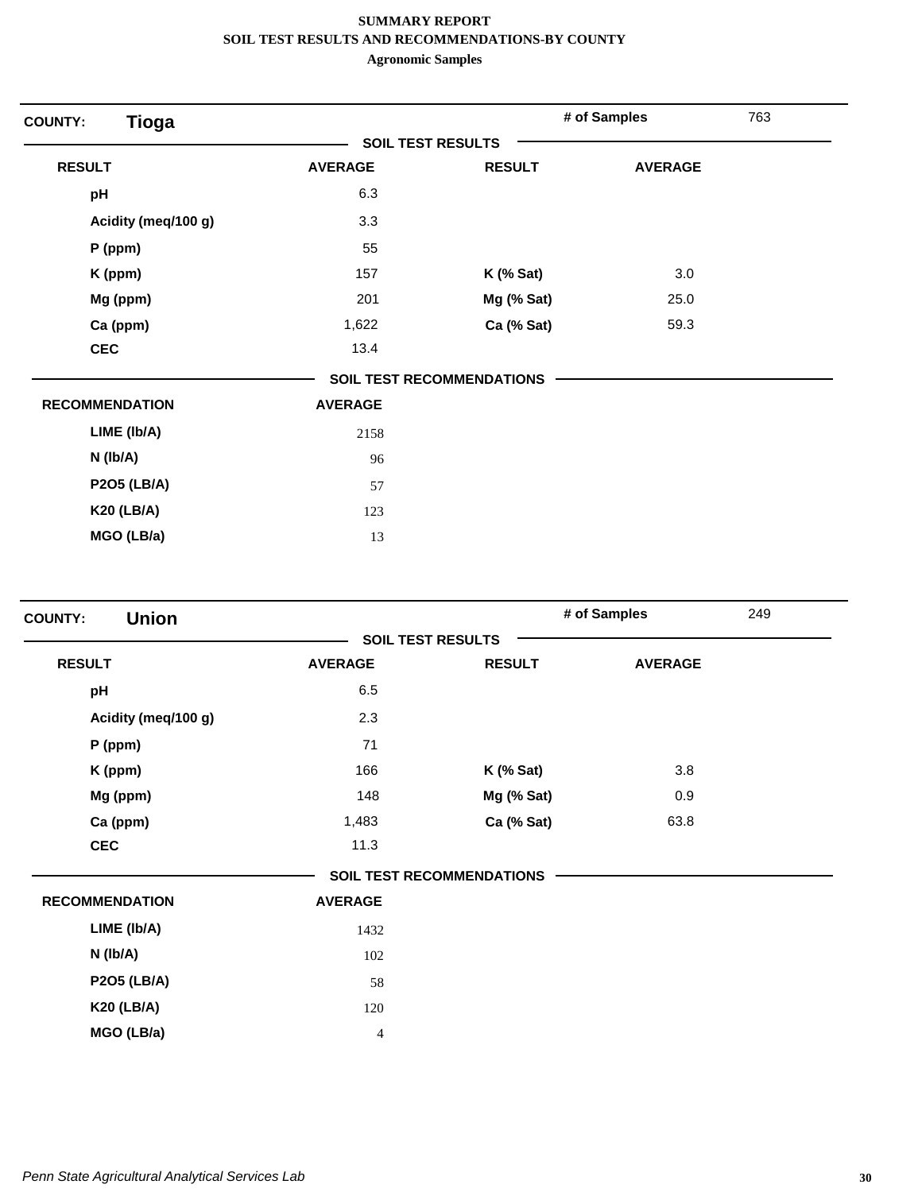**SUMMARY REPORT**
**SOIL TEST RESULTS AND RECOMMENDATIONS-BY COUNTY**
**Agronomic Samples**

## COUNTY: Tioga

**# of Samples** 763

### SOIL TEST RESULTS

| RESULT | AVERAGE | RESULT | AVERAGE |
|---|---|---|---|
| pH | 6.3 | | |
| Acidity (meq/100 g) | 3.3 | | |
| P (ppm) | 55 | | |
| K (ppm) | 157 | K (% Sat) | 3.0 |
| Mg (ppm) | 201 | Mg (% Sat) | 25.0 |
| Ca (ppm) | 1,622 | Ca (% Sat) | 59.3 |
| CEC | 13.4 | | |

### SOIL TEST RECOMMENDATIONS

| RECOMMENDATION | AVERAGE |
|---|---|
| LIME (lb/A) | 2158 |
| N (lb/A) | 96 |
| P2O5 (LB/A) | 57 |
| K20 (LB/A) | 123 |
| MGO (LB/a) | 13 |

## COUNTY: Union

**# of Samples** 249

### SOIL TEST RESULTS

| RESULT | AVERAGE | RESULT | AVERAGE |
|---|---|---|---|
| pH | 6.5 | | |
| Acidity (meq/100 g) | 2.3 | | |
| P (ppm) | 71 | | |
| K (ppm) | 166 | K (% Sat) | 3.8 |
| Mg (ppm) | 148 | Mg (% Sat) | 0.9 |
| Ca (ppm) | 1,483 | Ca (% Sat) | 63.8 |
| CEC | 11.3 | | |

### SOIL TEST RECOMMENDATIONS

| RECOMMENDATION | AVERAGE |
|---|---|
| LIME (lb/A) | 1432 |
| N (lb/A) | 102 |
| P2O5 (LB/A) | 58 |
| K20 (LB/A) | 120 |
| MGO (LB/a) | 4 |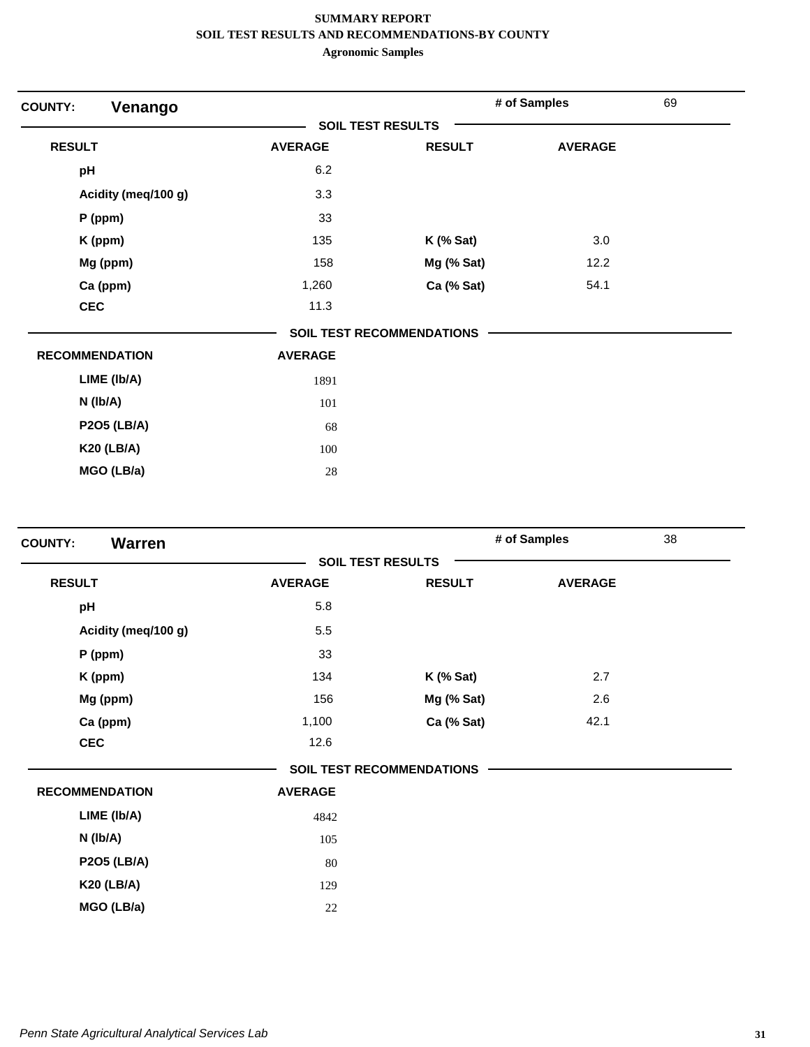**SUMMARY REPORT**
**SOIL TEST RESULTS AND RECOMMENDATIONS-BY COUNTY**
**Agronomic Samples**

## COUNTY: Venango

**# of Samples** 69

### SOIL TEST RESULTS

| RESULT | AVERAGE | RESULT | AVERAGE |
|---|---|---|---|
| pH | 6.2 | | |
| Acidity (meq/100 g) | 3.3 | | |
| P (ppm) | 33 | | |
| K (ppm) | 135 | K (% Sat) | 3.0 |
| Mg (ppm) | 158 | Mg (% Sat) | 12.2 |
| Ca (ppm) | 1,260 | Ca (% Sat) | 54.1 |
| CEC | 11.3 | | |

### SOIL TEST RECOMMENDATIONS

| RECOMMENDATION | AVERAGE |
|---|---|
| LIME (lb/A) | 1891 |
| N (lb/A) | 101 |
| P2O5 (LB/A) | 68 |
| K20 (LB/A) | 100 |
| MGO (LB/a) | 28 |

## COUNTY: Warren

**# of Samples** 38

### SOIL TEST RESULTS

| RESULT | AVERAGE | RESULT | AVERAGE |
|---|---|---|---|
| pH | 5.8 | | |
| Acidity (meq/100 g) | 5.5 | | |
| P (ppm) | 33 | | |
| K (ppm) | 134 | K (% Sat) | 2.7 |
| Mg (ppm) | 156 | Mg (% Sat) | 2.6 |
| Ca (ppm) | 1,100 | Ca (% Sat) | 42.1 |
| CEC | 12.6 | | |

### SOIL TEST RECOMMENDATIONS

| RECOMMENDATION | AVERAGE |
|---|---|
| LIME (lb/A) | 4842 |
| N (lb/A) | 105 |
| P2O5 (LB/A) | 80 |
| K20 (LB/A) | 129 |
| MGO (LB/a) | 22 |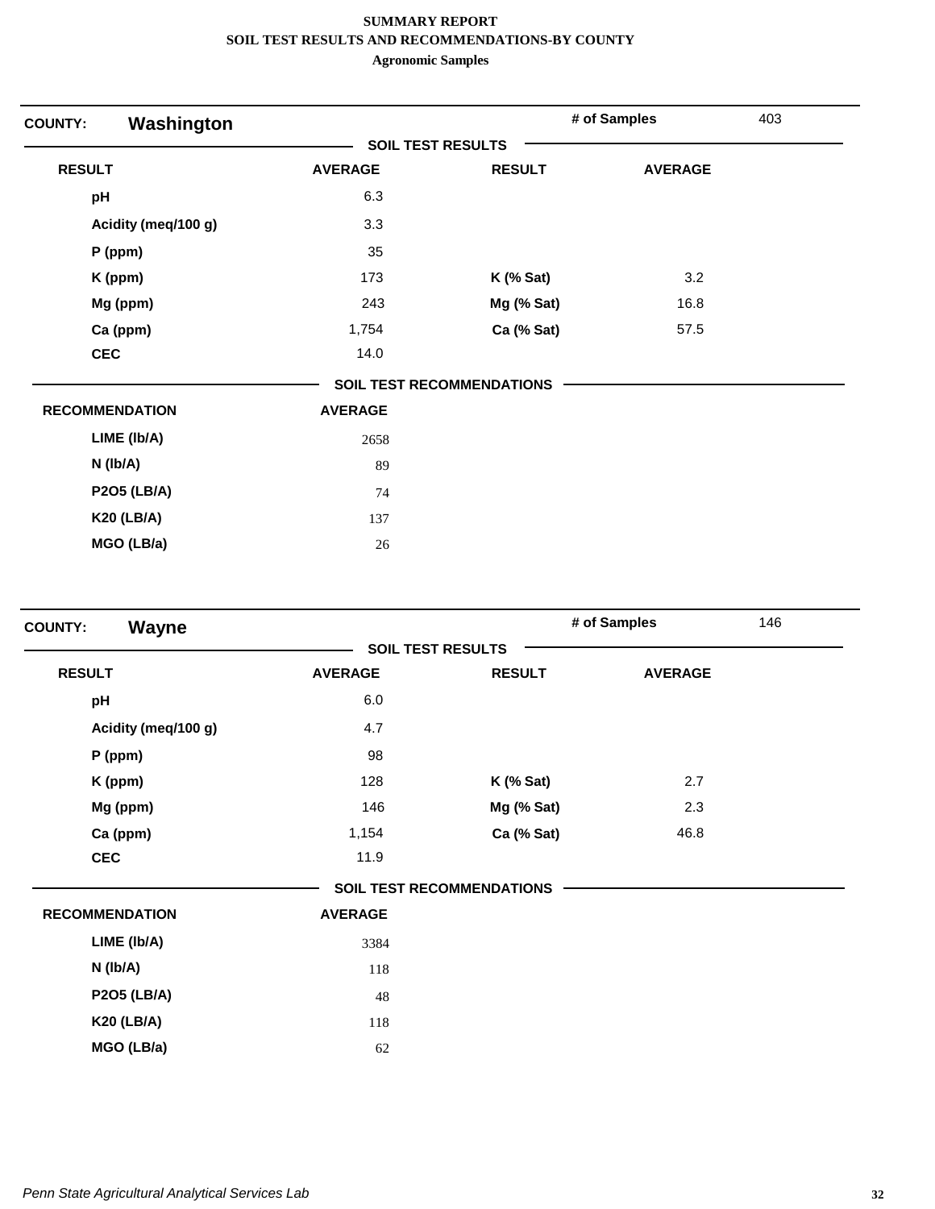**SUMMARY REPORT**
**SOIL TEST RESULTS AND RECOMMENDATIONS-BY COUNTY**
**Agronomic Samples**

**COUNTY:** **Washington** &nbsp;&nbsp;&nbsp;&nbsp; **# of Samples** 403

**SOIL TEST RESULTS**

| RESULT | AVERAGE | RESULT | AVERAGE |
|---|---|---|---|
| pH | 6.3 | | |
| Acidity (meq/100 g) | 3.3 | | |
| P (ppm) | 35 | | |
| K (ppm) | 173 | K (% Sat) | 3.2 |
| Mg (ppm) | 243 | Mg (% Sat) | 16.8 |
| Ca (ppm) | 1,754 | Ca (% Sat) | 57.5 |
| CEC | 14.0 | | |

**SOIL TEST RECOMMENDATIONS**

| RECOMMENDATION | AVERAGE |
|---|---|
| LIME (lb/A) | 2658 |
| N (lb/A) | 89 |
| P2O5 (LB/A) | 74 |
| K20 (LB/A) | 137 |
| MGO (LB/a) | 26 |

**COUNTY:** **Wayne** &nbsp;&nbsp;&nbsp;&nbsp; **# of Samples** 146

**SOIL TEST RESULTS**

| RESULT | AVERAGE | RESULT | AVERAGE |
|---|---|---|---|
| pH | 6.0 | | |
| Acidity (meq/100 g) | 4.7 | | |
| P (ppm) | 98 | | |
| K (ppm) | 128 | K (% Sat) | 2.7 |
| Mg (ppm) | 146 | Mg (% Sat) | 2.3 |
| Ca (ppm) | 1,154 | Ca (% Sat) | 46.8 |
| CEC | 11.9 | | |

**SOIL TEST RECOMMENDATIONS**

| RECOMMENDATION | AVERAGE |
|---|---|
| LIME (lb/A) | 3384 |
| N (lb/A) | 118 |
| P2O5 (LB/A) | 48 |
| K20 (LB/A) | 118 |
| MGO (LB/a) | 62 |

*Penn State Agricultural Analytical Services Lab*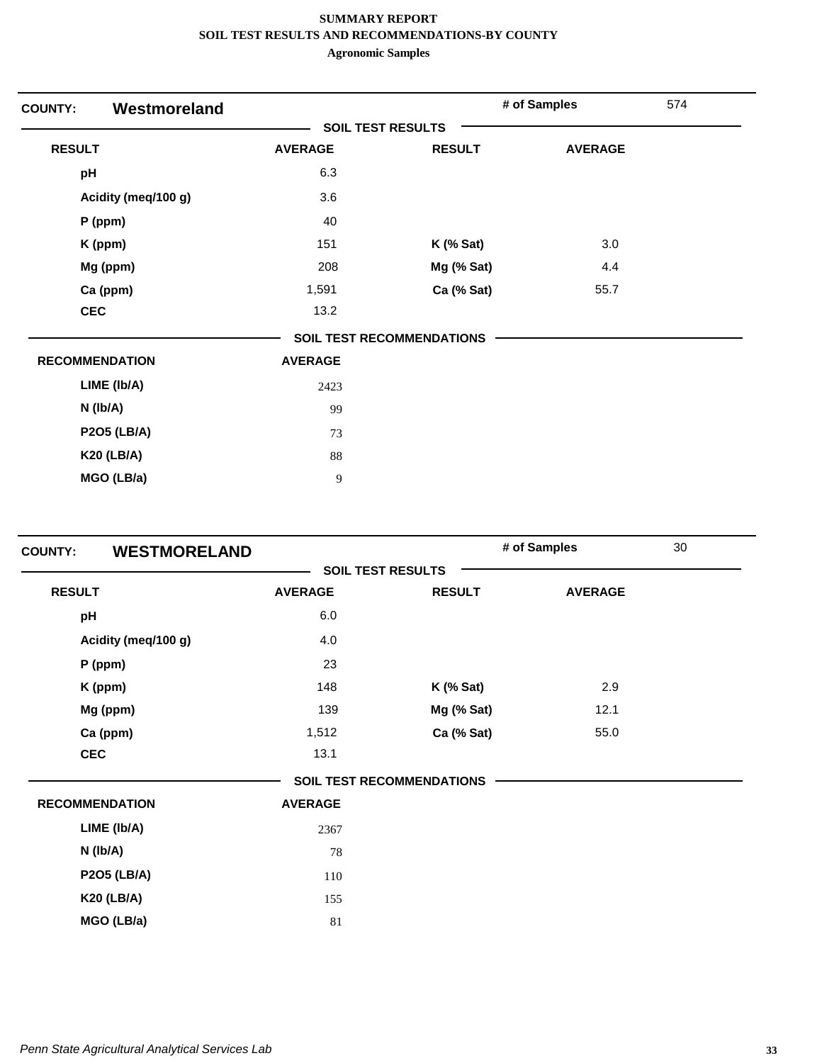**SUMMARY REPORT**
**SOIL TEST RESULTS AND RECOMMENDATIONS-BY COUNTY**
**Agronomic Samples**

**COUNTY: Westmoreland** — **# of Samples** 574

**SOIL TEST RESULTS**

| RESULT | AVERAGE | RESULT | AVERAGE |
|---|---|---|---|
| pH | 6.3 | | |
| Acidity (meq/100 g) | 3.6 | | |
| P (ppm) | 40 | | |
| K (ppm) | 151 | K (% Sat) | 3.0 |
| Mg (ppm) | 208 | Mg (% Sat) | 4.4 |
| Ca (ppm) | 1,591 | Ca (% Sat) | 55.7 |
| CEC | 13.2 | | |

**SOIL TEST RECOMMENDATIONS**

| RECOMMENDATION | AVERAGE |
|---|---|
| LIME (lb/A) | 2423 |
| N (lb/A) | 99 |
| P2O5 (LB/A) | 73 |
| K20 (LB/A) | 88 |
| MGO (LB/a) | 9 |

**COUNTY: WESTMORELAND** — **# of Samples** 30

**SOIL TEST RESULTS**

| RESULT | AVERAGE | RESULT | AVERAGE |
|---|---|---|---|
| pH | 6.0 | | |
| Acidity (meq/100 g) | 4.0 | | |
| P (ppm) | 23 | | |
| K (ppm) | 148 | K (% Sat) | 2.9 |
| Mg (ppm) | 139 | Mg (% Sat) | 12.1 |
| Ca (ppm) | 1,512 | Ca (% Sat) | 55.0 |
| CEC | 13.1 | | |

**SOIL TEST RECOMMENDATIONS**

| RECOMMENDATION | AVERAGE |
|---|---|
| LIME (lb/A) | 2367 |
| N (lb/A) | 78 |
| P2O5 (LB/A) | 110 |
| K20 (LB/A) | 155 |
| MGO (LB/a) | 81 |

*Penn State Agricultural Analytical Services Lab*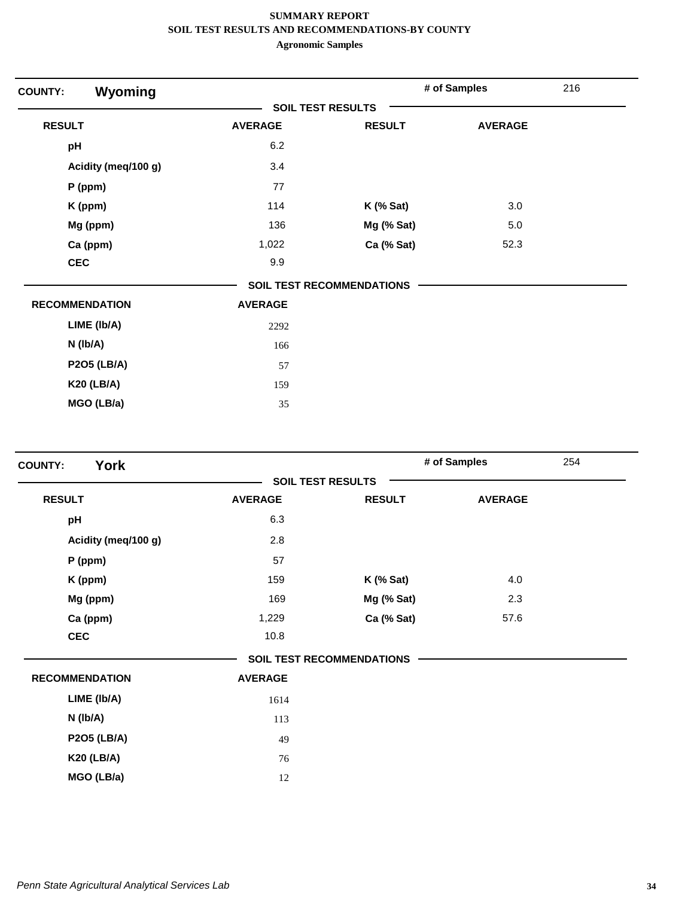**SUMMARY REPORT**
**SOIL TEST RESULTS AND RECOMMENDATIONS-BY COUNTY**
**Agronomic Samples**

## COUNTY: Wyoming

**# of Samples** 216

### SOIL TEST RESULTS

| RESULT | AVERAGE | RESULT | AVERAGE |
|---|---|---|---|
| pH | 6.2 | | |
| Acidity (meq/100 g) | 3.4 | | |
| P (ppm) | 77 | | |
| K (ppm) | 114 | K (% Sat) | 3.0 |
| Mg (ppm) | 136 | Mg (% Sat) | 5.0 |
| Ca (ppm) | 1,022 | Ca (% Sat) | 52.3 |
| CEC | 9.9 | | |

### SOIL TEST RECOMMENDATIONS

| RECOMMENDATION | AVERAGE |
|---|---|
| LIME (lb/A) | 2292 |
| N (lb/A) | 166 |
| P2O5 (LB/A) | 57 |
| K20 (LB/A) | 159 |
| MGO (LB/a) | 35 |

## COUNTY: York

**# of Samples** 254

### SOIL TEST RESULTS

| RESULT | AVERAGE | RESULT | AVERAGE |
|---|---|---|---|
| pH | 6.3 | | |
| Acidity (meq/100 g) | 2.8 | | |
| P (ppm) | 57 | | |
| K (ppm) | 159 | K (% Sat) | 4.0 |
| Mg (ppm) | 169 | Mg (% Sat) | 2.3 |
| Ca (ppm) | 1,229 | Ca (% Sat) | 57.6 |
| CEC | 10.8 | | |

### SOIL TEST RECOMMENDATIONS

| RECOMMENDATION | AVERAGE |
|---|---|
| LIME (lb/A) | 1614 |
| N (lb/A) | 113 |
| P2O5 (LB/A) | 49 |
| K20 (LB/A) | 76 |
| MGO (LB/a) | 12 |

*Penn State Agricultural Analytical Services Lab*